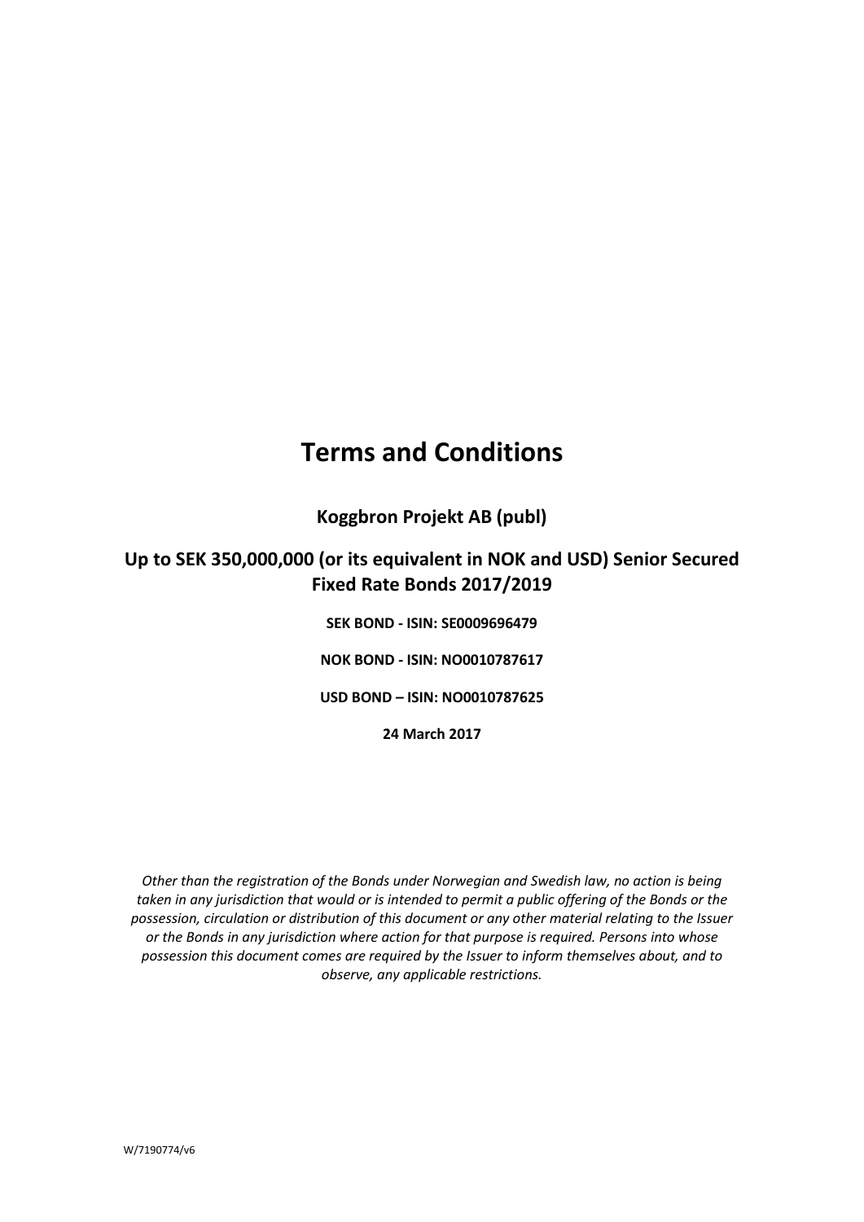# Terms and Conditions

**Koggbron Projekt AB (publ)**

**Up to SEK 350,000,000 (or its equivalent in NOK and USD) Senior Secured Fixed Rate Bonds 2017/2019**

**SEK BOND - ISIN: SE0009696479**

**NOK BOND - ISIN: NO0010787617**

**USD BOND – ISIN: NO0010787625**

**24 March 2017**

*Other than the registration of the Bonds under Norwegian and Swedish law, no action is being taken in any jurisdiction that would or is intended to permit a public offering of the Bonds or the possession, circulation or distribution of this document or any other material relating to the Issuer or the Bonds in any jurisdiction where action for that purpose is required. Persons into whose possession this document comes are required by the Issuer to inform themselves about, and to observe, any applicable restrictions.*

W/7190774/v6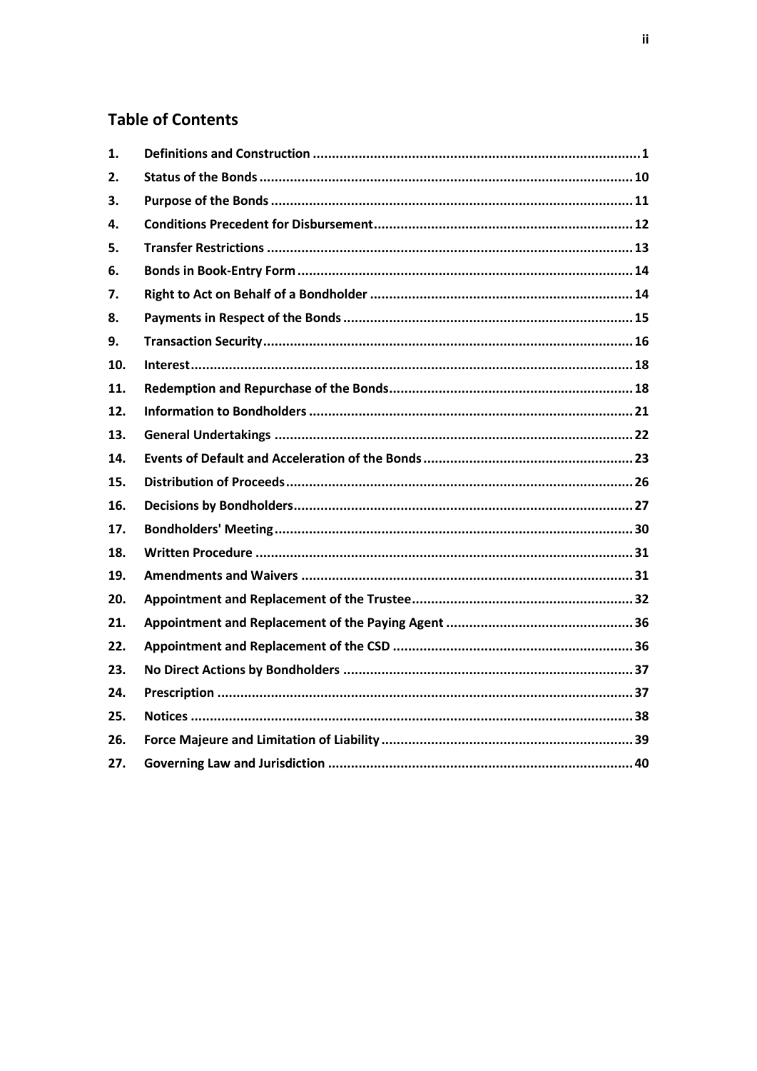## Table of Contents

| | | |
|---|---|---|
| 1. | **Definitions and Construction** | 1 |
| 2. | **Status of the Bonds** | 10 |
| 3. | **Purpose of the Bonds** | 11 |
| 4. | **Conditions Precedent for Disbursement** | 12 |
| 5. | **Transfer Restrictions** | 13 |
| 6. | **Bonds in Book-Entry Form** | 14 |
| 7. | **Right to Act on Behalf of a Bondholder** | 14 |
| 8. | **Payments in Respect of the Bonds** | 15 |
| 9. | **Transaction Security** | 16 |
| 10. | **Interest** | 18 |
| 11. | **Redemption and Repurchase of the Bonds** | 18 |
| 12. | **Information to Bondholders** | 21 |
| 13. | **General Undertakings** | 22 |
| 14. | **Events of Default and Acceleration of the Bonds** | 23 |
| 15. | **Distribution of Proceeds** | 26 |
| 16. | **Decisions by Bondholders** | 27 |
| 17. | **Bondholders' Meeting** | 30 |
| 18. | **Written Procedure** | 31 |
| 19. | **Amendments and Waivers** | 31 |
| 20. | **Appointment and Replacement of the Trustee** | 32 |
| 21. | **Appointment and Replacement of the Paying Agent** | 36 |
| 22. | **Appointment and Replacement of the CSD** | 36 |
| 23. | **No Direct Actions by Bondholders** | 37 |
| 24. | **Prescription** | 37 |
| 25. | **Notices** | 38 |
| 26. | **Force Majeure and Limitation of Liability** | 39 |
| 27. | **Governing Law and Jurisdiction** | 40 |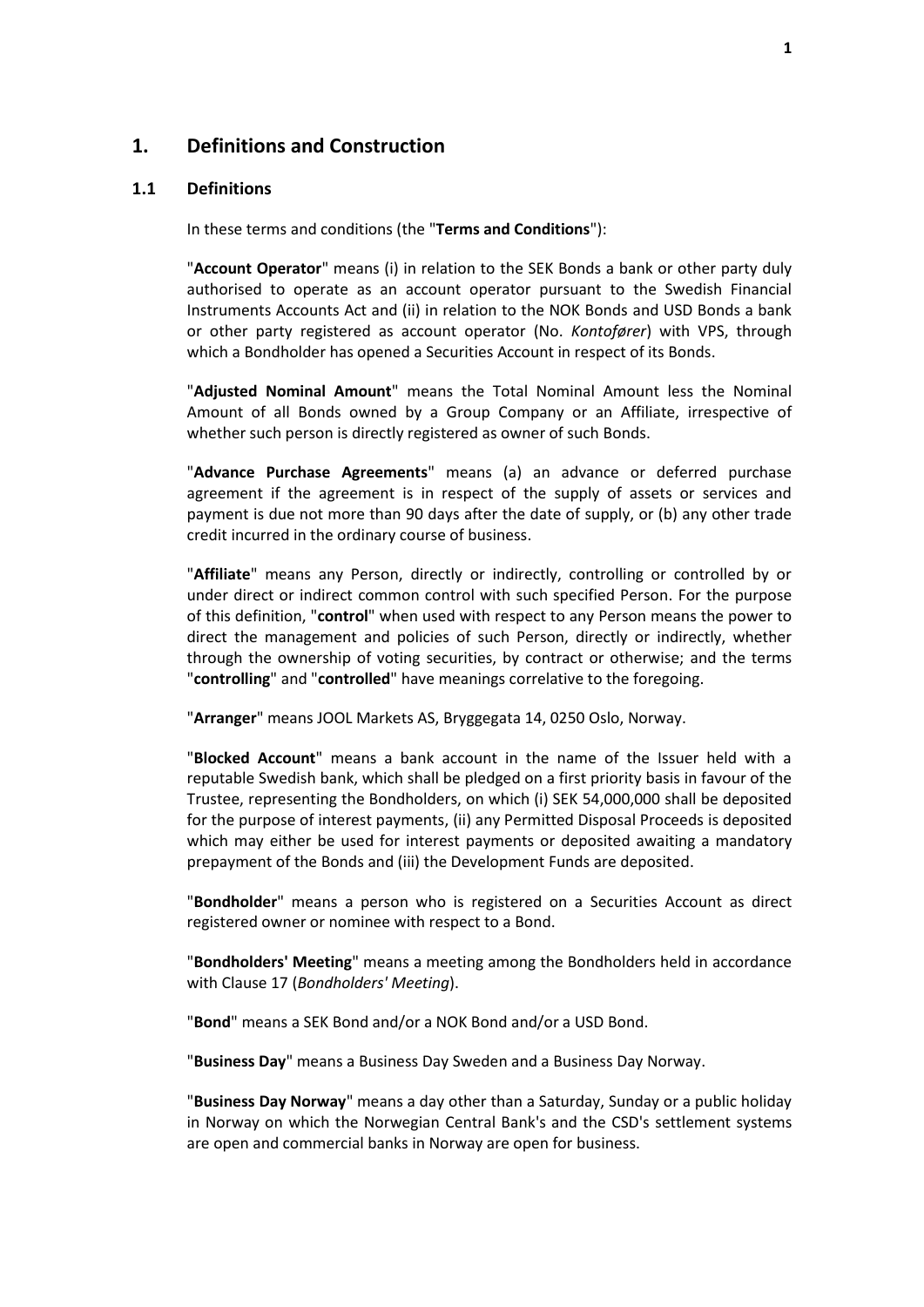# 1. Definitions and Construction

## 1.1 Definitions

In these terms and conditions (the "**Terms and Conditions**"):

"**Account Operator**" means (i) in relation to the SEK Bonds a bank or other party duly authorised to operate as an account operator pursuant to the Swedish Financial Instruments Accounts Act and (ii) in relation to the NOK Bonds and USD Bonds a bank or other party registered as account operator (No. *Kontofører*) with VPS, through which a Bondholder has opened a Securities Account in respect of its Bonds.

"**Adjusted Nominal Amount**" means the Total Nominal Amount less the Nominal Amount of all Bonds owned by a Group Company or an Affiliate, irrespective of whether such person is directly registered as owner of such Bonds.

"**Advance Purchase Agreements**" means (a) an advance or deferred purchase agreement if the agreement is in respect of the supply of assets or services and payment is due not more than 90 days after the date of supply, or (b) any other trade credit incurred in the ordinary course of business.

"**Affiliate**" means any Person, directly or indirectly, controlling or controlled by or under direct or indirect common control with such specified Person. For the purpose of this definition, "**control**" when used with respect to any Person means the power to direct the management and policies of such Person, directly or indirectly, whether through the ownership of voting securities, by contract or otherwise; and the terms "**controlling**" and "**controlled**" have meanings correlative to the foregoing.

"**Arranger**" means JOOL Markets AS, Bryggegata 14, 0250 Oslo, Norway.

"**Blocked Account**" means a bank account in the name of the Issuer held with a reputable Swedish bank, which shall be pledged on a first priority basis in favour of the Trustee, representing the Bondholders, on which (i) SEK 54,000,000 shall be deposited for the purpose of interest payments, (ii) any Permitted Disposal Proceeds is deposited which may either be used for interest payments or deposited awaiting a mandatory prepayment of the Bonds and (iii) the Development Funds are deposited.

"**Bondholder**" means a person who is registered on a Securities Account as direct registered owner or nominee with respect to a Bond.

"**Bondholders' Meeting**" means a meeting among the Bondholders held in accordance with Clause 17 (*Bondholders' Meeting*).

"**Bond**" means a SEK Bond and/or a NOK Bond and/or a USD Bond.

"**Business Day**" means a Business Day Sweden and a Business Day Norway.

"**Business Day Norway**" means a day other than a Saturday, Sunday or a public holiday in Norway on which the Norwegian Central Bank's and the CSD's settlement systems are open and commercial banks in Norway are open for business.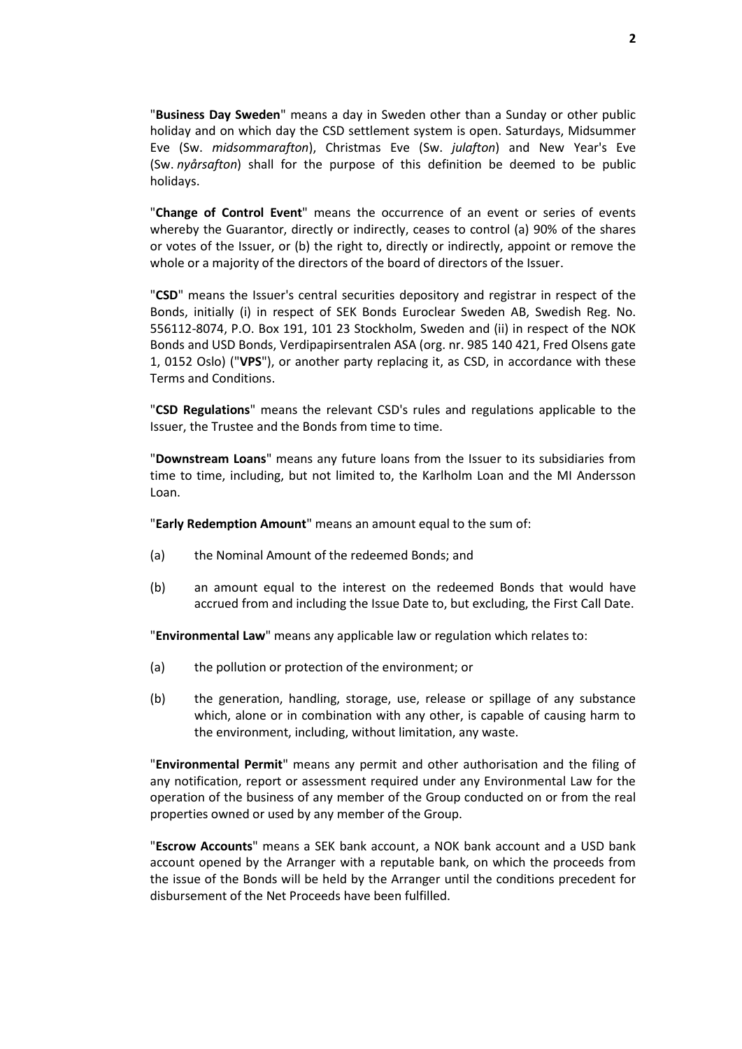"**Business Day Sweden**" means a day in Sweden other than a Sunday or other public holiday and on which day the CSD settlement system is open. Saturdays, Midsummer Eve (Sw. *midsommarafton*), Christmas Eve (Sw. *julafton*) and New Year's Eve (Sw. *nyårsafton*) shall for the purpose of this definition be deemed to be public holidays.

"**Change of Control Event**" means the occurrence of an event or series of events whereby the Guarantor, directly or indirectly, ceases to control (a) 90% of the shares or votes of the Issuer, or (b) the right to, directly or indirectly, appoint or remove the whole or a majority of the directors of the board of directors of the Issuer.

"**CSD**" means the Issuer's central securities depository and registrar in respect of the Bonds, initially (i) in respect of SEK Bonds Euroclear Sweden AB, Swedish Reg. No. 556112-8074, P.O. Box 191, 101 23 Stockholm, Sweden and (ii) in respect of the NOK Bonds and USD Bonds, Verdipapirsentralen ASA (org. nr. 985 140 421, Fred Olsens gate 1, 0152 Oslo) ("**VPS**"), or another party replacing it, as CSD, in accordance with these Terms and Conditions.

"**CSD Regulations**" means the relevant CSD's rules and regulations applicable to the Issuer, the Trustee and the Bonds from time to time.

"**Downstream Loans**" means any future loans from the Issuer to its subsidiaries from time to time, including, but not limited to, the Karlholm Loan and the MI Andersson Loan.

"**Early Redemption Amount**" means an amount equal to the sum of:

(a) the Nominal Amount of the redeemed Bonds; and

(b) an amount equal to the interest on the redeemed Bonds that would have accrued from and including the Issue Date to, but excluding, the First Call Date.

"**Environmental Law**" means any applicable law or regulation which relates to:

(a) the pollution or protection of the environment; or

(b) the generation, handling, storage, use, release or spillage of any substance which, alone or in combination with any other, is capable of causing harm to the environment, including, without limitation, any waste.

"**Environmental Permit**" means any permit and other authorisation and the filing of any notification, report or assessment required under any Environmental Law for the operation of the business of any member of the Group conducted on or from the real properties owned or used by any member of the Group.

"**Escrow Accounts**" means a SEK bank account, a NOK bank account and a USD bank account opened by the Arranger with a reputable bank, on which the proceeds from the issue of the Bonds will be held by the Arranger until the conditions precedent for disbursement of the Net Proceeds have been fulfilled.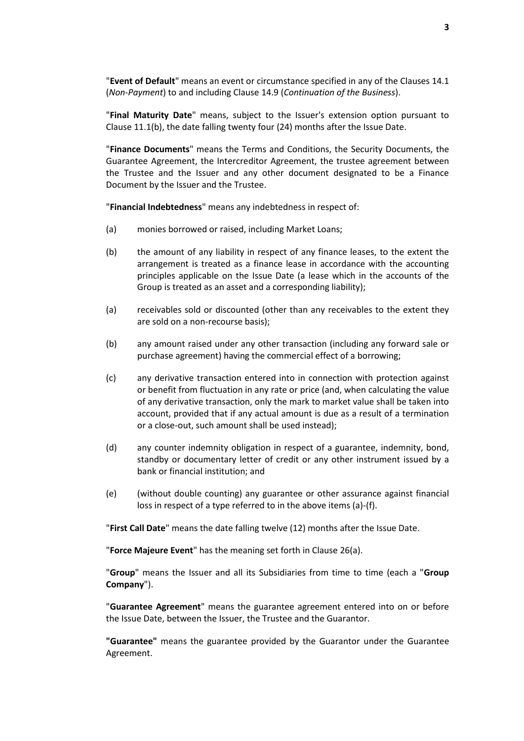"**Event of Default**" means an event or circumstance specified in any of the Clauses 14.1 (*Non-Payment*) to and including Clause 14.9 (*Continuation of the Business*).

"**Final Maturity Date**" means, subject to the Issuer's extension option pursuant to Clause 11.1(b), the date falling twenty four (24) months after the Issue Date.

"**Finance Documents**" means the Terms and Conditions, the Security Documents, the Guarantee Agreement, the Intercreditor Agreement, the trustee agreement between the Trustee and the Issuer and any other document designated to be a Finance Document by the Issuer and the Trustee.

"**Financial Indebtedness**" means any indebtedness in respect of:

(a) monies borrowed or raised, including Market Loans;

(b) the amount of any liability in respect of any finance leases, to the extent the arrangement is treated as a finance lease in accordance with the accounting principles applicable on the Issue Date (a lease which in the accounts of the Group is treated as an asset and a corresponding liability);

(a) receivables sold or discounted (other than any receivables to the extent they are sold on a non-recourse basis);

(b) any amount raised under any other transaction (including any forward sale or purchase agreement) having the commercial effect of a borrowing;

(c) any derivative transaction entered into in connection with protection against or benefit from fluctuation in any rate or price (and, when calculating the value of any derivative transaction, only the mark to market value shall be taken into account, provided that if any actual amount is due as a result of a termination or a close-out, such amount shall be used instead);

(d) any counter indemnity obligation in respect of a guarantee, indemnity, bond, standby or documentary letter of credit or any other instrument issued by a bank or financial institution; and

(e) (without double counting) any guarantee or other assurance against financial loss in respect of a type referred to in the above items (a)-(f).

"**First Call Date**" means the date falling twelve (12) months after the Issue Date.

"**Force Majeure Event**" has the meaning set forth in Clause 26(a).

"**Group**" means the Issuer and all its Subsidiaries from time to time (each a "**Group Company**").

"**Guarantee Agreement**" means the guarantee agreement entered into on or before the Issue Date, between the Issuer, the Trustee and the Guarantor.

**"Guarantee"** means the guarantee provided by the Guarantor under the Guarantee Agreement.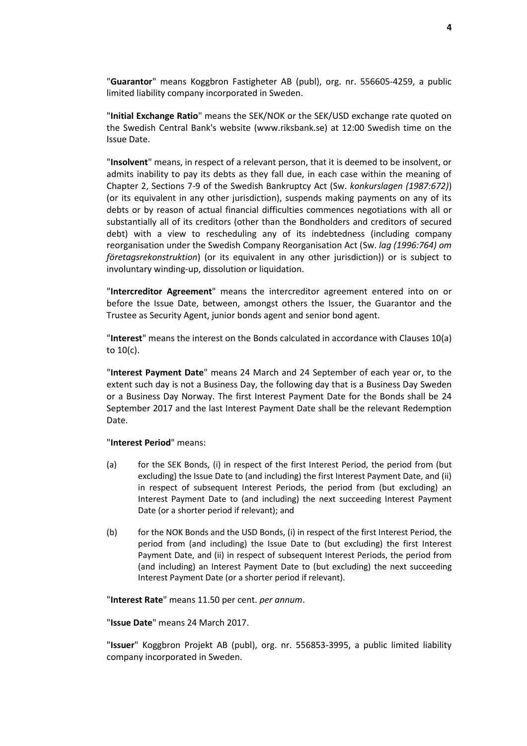"**Guarantor**" means Koggbron Fastigheter AB (publ), org. nr. 556605-4259, a public limited liability company incorporated in Sweden.

"**Initial Exchange Ratio**" means the SEK/NOK or the SEK/USD exchange rate quoted on the Swedish Central Bank's website (www.riksbank.se) at 12:00 Swedish time on the Issue Date.

"**Insolvent**" means, in respect of a relevant person, that it is deemed to be insolvent, or admits inability to pay its debts as they fall due, in each case within the meaning of Chapter 2, Sections 7-9 of the Swedish Bankruptcy Act (Sw. *konkurslagen (1987:672)*) (or its equivalent in any other jurisdiction), suspends making payments on any of its debts or by reason of actual financial difficulties commences negotiations with all or substantially all of its creditors (other than the Bondholders and creditors of secured debt) with a view to rescheduling any of its indebtedness (including company reorganisation under the Swedish Company Reorganisation Act (Sw. *lag (1996:764) om företagsrekonstruktion*) (or its equivalent in any other jurisdiction)) or is subject to involuntary winding-up, dissolution or liquidation.

"**Intercreditor Agreement**" means the intercreditor agreement entered into on or before the Issue Date, between, amongst others the Issuer, the Guarantor and the Trustee as Security Agent, junior bonds agent and senior bond agent.

"**Interest**" means the interest on the Bonds calculated in accordance with Clauses 10(a) to 10(c).

"**Interest Payment Date**" means 24 March and 24 September of each year or, to the extent such day is not a Business Day, the following day that is a Business Day Sweden or a Business Day Norway. The first Interest Payment Date for the Bonds shall be 24 September 2017 and the last Interest Payment Date shall be the relevant Redemption Date.

"**Interest Period**" means:

(a) for the SEK Bonds, (i) in respect of the first Interest Period, the period from (but excluding) the Issue Date to (and including) the first Interest Payment Date, and (ii) in respect of subsequent Interest Periods, the period from (but excluding) an Interest Payment Date to (and including) the next succeeding Interest Payment Date (or a shorter period if relevant); and

(b) for the NOK Bonds and the USD Bonds, (i) in respect of the first Interest Period, the period from (and including) the Issue Date to (but excluding) the first Interest Payment Date, and (ii) in respect of subsequent Interest Periods, the period from (and including) an Interest Payment Date to (but excluding) the next succeeding Interest Payment Date (or a shorter period if relevant).

"**Interest Rate**" means 11.50 per cent. *per annum*.

"**Issue Date**" means 24 March 2017.

"**Issuer**" Koggbron Projekt AB (publ), org. nr. 556853-3995, a public limited liability company incorporated in Sweden.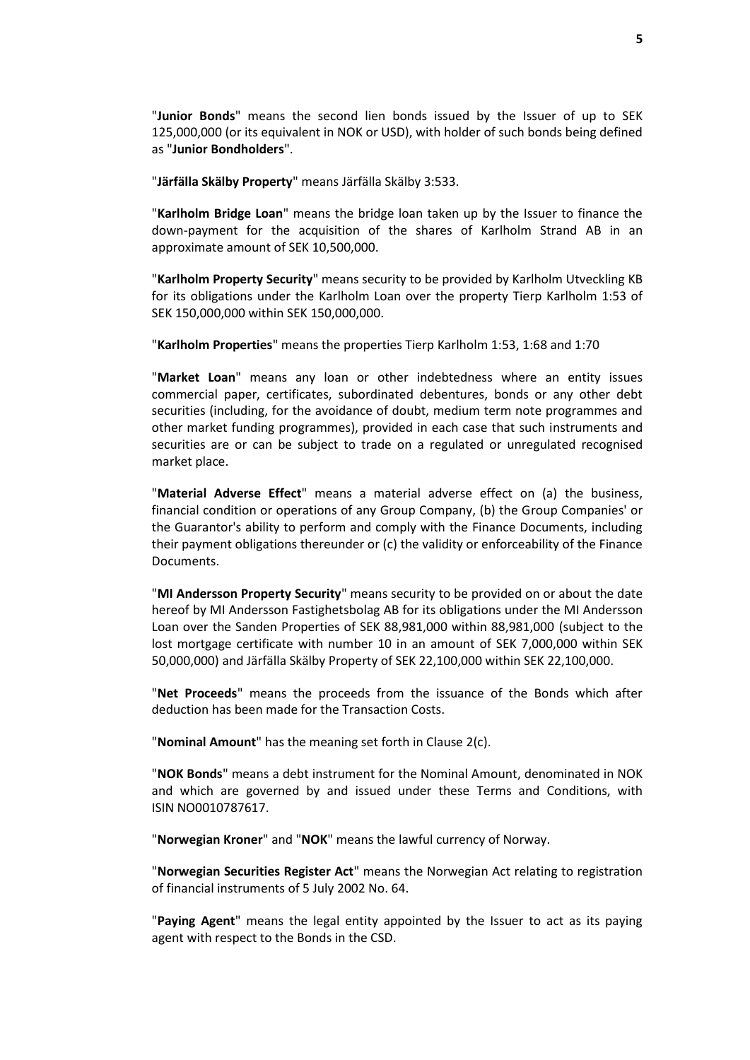"**Junior Bonds**" means the second lien bonds issued by the Issuer of up to SEK 125,000,000 (or its equivalent in NOK or USD), with holder of such bonds being defined as "**Junior Bondholders**".

"**Järfälla Skälby Property**" means Järfälla Skälby 3:533.

"**Karlholm Bridge Loan**" means the bridge loan taken up by the Issuer to finance the down-payment for the acquisition of the shares of Karlholm Strand AB in an approximate amount of SEK 10,500,000.

"**Karlholm Property Security**" means security to be provided by Karlholm Utveckling KB for its obligations under the Karlholm Loan over the property Tierp Karlholm 1:53 of SEK 150,000,000 within SEK 150,000,000.

"**Karlholm Properties**" means the properties Tierp Karlholm 1:53, 1:68 and 1:70

"**Market Loan**" means any loan or other indebtedness where an entity issues commercial paper, certificates, subordinated debentures, bonds or any other debt securities (including, for the avoidance of doubt, medium term note programmes and other market funding programmes), provided in each case that such instruments and securities are or can be subject to trade on a regulated or unregulated recognised market place.

"**Material Adverse Effect**" means a material adverse effect on (a) the business, financial condition or operations of any Group Company, (b) the Group Companies' or the Guarantor's ability to perform and comply with the Finance Documents, including their payment obligations thereunder or (c) the validity or enforceability of the Finance Documents.

"**MI Andersson Property Security**" means security to be provided on or about the date hereof by MI Andersson Fastighetsbolag AB for its obligations under the MI Andersson Loan over the Sanden Properties of SEK 88,981,000 within 88,981,000 (subject to the lost mortgage certificate with number 10 in an amount of SEK 7,000,000 within SEK 50,000,000) and Järfälla Skälby Property of SEK 22,100,000 within SEK 22,100,000.

"**Net Proceeds**" means the proceeds from the issuance of the Bonds which after deduction has been made for the Transaction Costs.

"**Nominal Amount**" has the meaning set forth in Clause 2(c).

"**NOK Bonds**" means a debt instrument for the Nominal Amount, denominated in NOK and which are governed by and issued under these Terms and Conditions, with ISIN NO0010787617.

"**Norwegian Kroner**" and "**NOK**" means the lawful currency of Norway.

"**Norwegian Securities Register Act**" means the Norwegian Act relating to registration of financial instruments of 5 July 2002 No. 64.

"**Paying Agent**" means the legal entity appointed by the Issuer to act as its paying agent with respect to the Bonds in the CSD.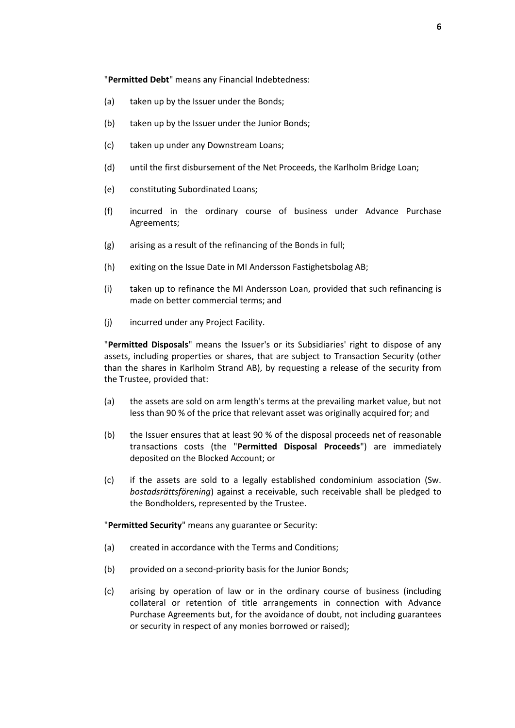"**Permitted Debt**" means any Financial Indebtedness:

(a) taken up by the Issuer under the Bonds;

(b) taken up by the Issuer under the Junior Bonds;

(c) taken up under any Downstream Loans;

(d) until the first disbursement of the Net Proceeds, the Karlholm Bridge Loan;

(e) constituting Subordinated Loans;

(f) incurred in the ordinary course of business under Advance Purchase Agreements;

(g) arising as a result of the refinancing of the Bonds in full;

(h) exiting on the Issue Date in MI Andersson Fastighetsbolag AB;

(i) taken up to refinance the MI Andersson Loan, provided that such refinancing is made on better commercial terms; and

(j) incurred under any Project Facility.

"**Permitted Disposals**" means the Issuer's or its Subsidiaries' right to dispose of any assets, including properties or shares, that are subject to Transaction Security (other than the shares in Karlholm Strand AB), by requesting a release of the security from the Trustee, provided that:

(a) the assets are sold on arm length's terms at the prevailing market value, but not less than 90 % of the price that relevant asset was originally acquired for; and

(b) the Issuer ensures that at least 90 % of the disposal proceeds net of reasonable transactions costs (the "**Permitted Disposal Proceeds**") are immediately deposited on the Blocked Account; or

(c) if the assets are sold to a legally established condominium association (Sw. *bostadsrättsförening*) against a receivable, such receivable shall be pledged to the Bondholders, represented by the Trustee.

"**Permitted Security**" means any guarantee or Security:

(a) created in accordance with the Terms and Conditions;

(b) provided on a second-priority basis for the Junior Bonds;

(c) arising by operation of law or in the ordinary course of business (including collateral or retention of title arrangements in connection with Advance Purchase Agreements but, for the avoidance of doubt, not including guarantees or security in respect of any monies borrowed or raised);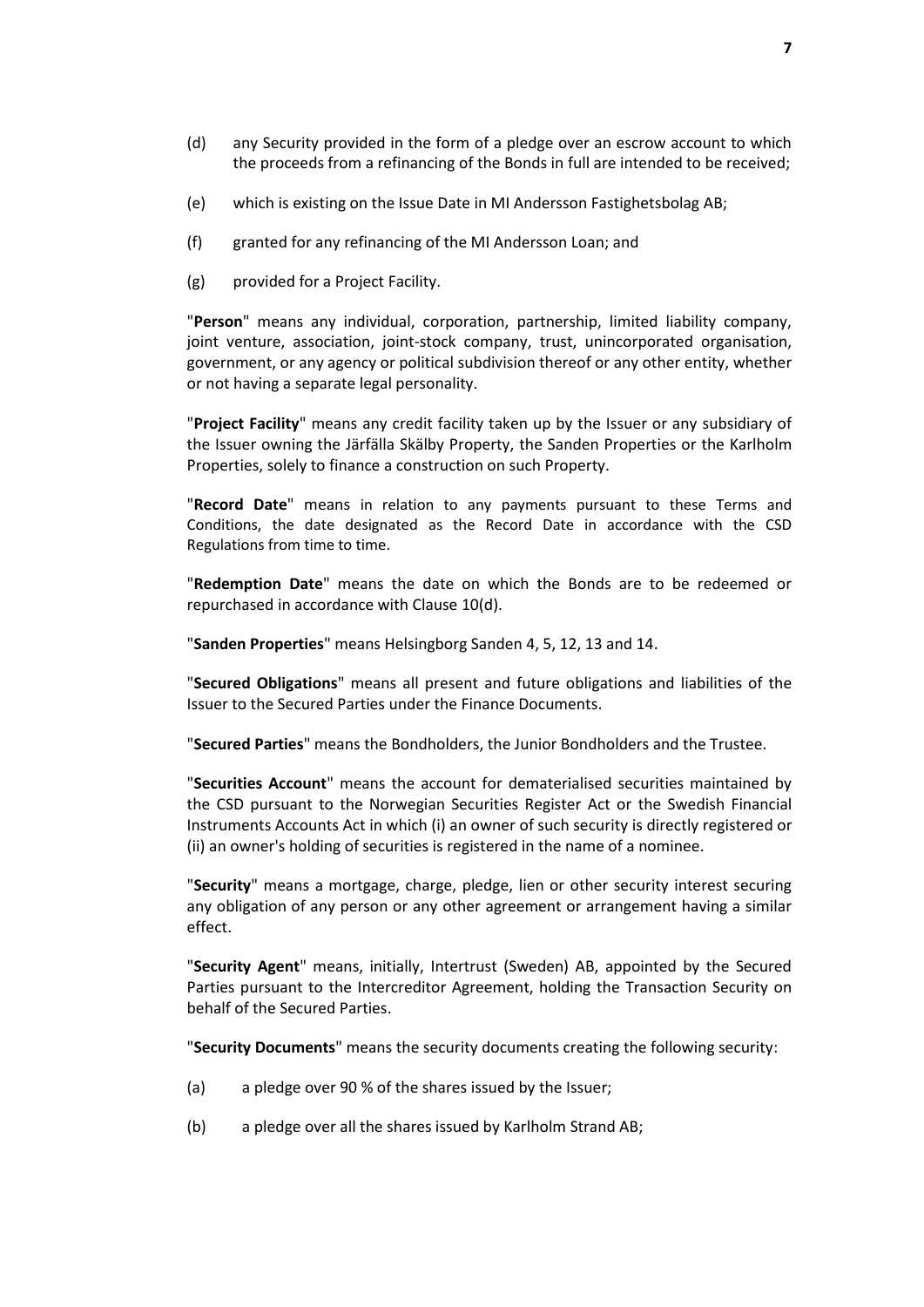(d) any Security provided in the form of a pledge over an escrow account to which the proceeds from a refinancing of the Bonds in full are intended to be received;

(e) which is existing on the Issue Date in MI Andersson Fastighetsbolag AB;

(f) granted for any refinancing of the MI Andersson Loan; and

(g) provided for a Project Facility.

"**Person**" means any individual, corporation, partnership, limited liability company, joint venture, association, joint-stock company, trust, unincorporated organisation, government, or any agency or political subdivision thereof or any other entity, whether or not having a separate legal personality.

"**Project Facility**" means any credit facility taken up by the Issuer or any subsidiary of the Issuer owning the Järfälla Skälby Property, the Sanden Properties or the Karlholm Properties, solely to finance a construction on such Property.

"**Record Date**" means in relation to any payments pursuant to these Terms and Conditions, the date designated as the Record Date in accordance with the CSD Regulations from time to time.

"**Redemption Date**" means the date on which the Bonds are to be redeemed or repurchased in accordance with Clause 10(d).

"**Sanden Properties**" means Helsingborg Sanden 4, 5, 12, 13 and 14.

"**Secured Obligations**" means all present and future obligations and liabilities of the Issuer to the Secured Parties under the Finance Documents.

"**Secured Parties**" means the Bondholders, the Junior Bondholders and the Trustee.

"**Securities Account**" means the account for dematerialised securities maintained by the CSD pursuant to the Norwegian Securities Register Act or the Swedish Financial Instruments Accounts Act in which (i) an owner of such security is directly registered or (ii) an owner's holding of securities is registered in the name of a nominee.

"**Security**" means a mortgage, charge, pledge, lien or other security interest securing any obligation of any person or any other agreement or arrangement having a similar effect.

"**Security Agent**" means, initially, Intertrust (Sweden) AB, appointed by the Secured Parties pursuant to the Intercreditor Agreement, holding the Transaction Security on behalf of the Secured Parties.

"**Security Documents**" means the security documents creating the following security:

(a) a pledge over 90 % of the shares issued by the Issuer;

(b) a pledge over all the shares issued by Karlholm Strand AB;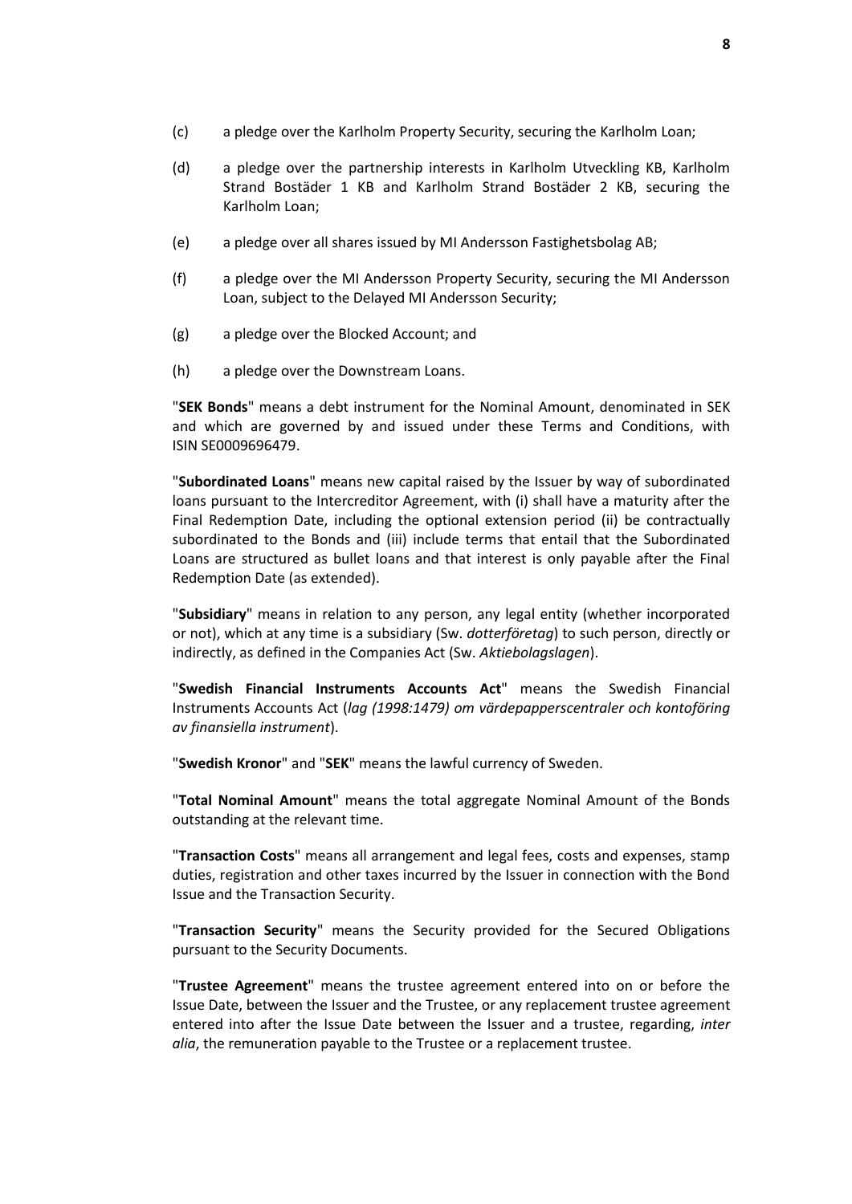(c) a pledge over the Karlholm Property Security, securing the Karlholm Loan;

(d) a pledge over the partnership interests in Karlholm Utveckling KB, Karlholm Strand Bostäder 1 KB and Karlholm Strand Bostäder 2 KB, securing the Karlholm Loan;

(e) a pledge over all shares issued by MI Andersson Fastighetsbolag AB;

(f) a pledge over the MI Andersson Property Security, securing the MI Andersson Loan, subject to the Delayed MI Andersson Security;

(g) a pledge over the Blocked Account; and

(h) a pledge over the Downstream Loans.

"**SEK Bonds**" means a debt instrument for the Nominal Amount, denominated in SEK and which are governed by and issued under these Terms and Conditions, with ISIN SE0009696479.

"**Subordinated Loans**" means new capital raised by the Issuer by way of subordinated loans pursuant to the Intercreditor Agreement, with (i) shall have a maturity after the Final Redemption Date, including the optional extension period (ii) be contractually subordinated to the Bonds and (iii) include terms that entail that the Subordinated Loans are structured as bullet loans and that interest is only payable after the Final Redemption Date (as extended).

"**Subsidiary**" means in relation to any person, any legal entity (whether incorporated or not), which at any time is a subsidiary (Sw. *dotterföretag*) to such person, directly or indirectly, as defined in the Companies Act (Sw. *Aktiebolagslagen*).

"**Swedish Financial Instruments Accounts Act**" means the Swedish Financial Instruments Accounts Act (*lag (1998:1479) om värdepapperscentraler och kontoföring av finansiella instrument*).

"**Swedish Kronor**" and "**SEK**" means the lawful currency of Sweden.

"**Total Nominal Amount**" means the total aggregate Nominal Amount of the Bonds outstanding at the relevant time.

"**Transaction Costs**" means all arrangement and legal fees, costs and expenses, stamp duties, registration and other taxes incurred by the Issuer in connection with the Bond Issue and the Transaction Security.

"**Transaction Security**" means the Security provided for the Secured Obligations pursuant to the Security Documents.

"**Trustee Agreement**" means the trustee agreement entered into on or before the Issue Date, between the Issuer and the Trustee, or any replacement trustee agreement entered into after the Issue Date between the Issuer and a trustee, regarding, *inter alia*, the remuneration payable to the Trustee or a replacement trustee.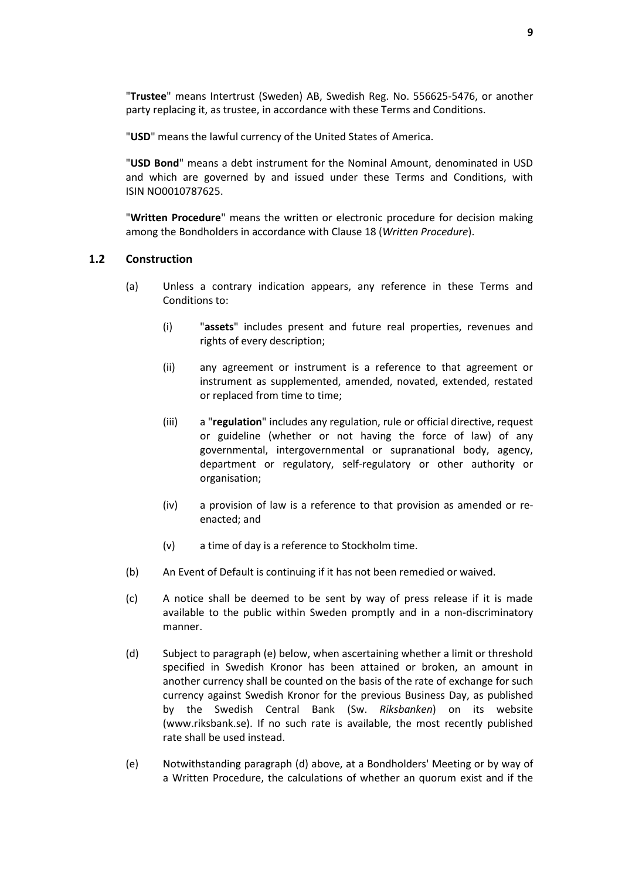"**Trustee**" means Intertrust (Sweden) AB, Swedish Reg. No. 556625-5476, or another party replacing it, as trustee, in accordance with these Terms and Conditions.

"**USD**" means the lawful currency of the United States of America.

"**USD Bond**" means a debt instrument for the Nominal Amount, denominated in USD and which are governed by and issued under these Terms and Conditions, with ISIN NO0010787625.

"**Written Procedure**" means the written or electronic procedure for decision making among the Bondholders in accordance with Clause 18 (*Written Procedure*).

### 1.2 Construction

(a) Unless a contrary indication appears, any reference in these Terms and Conditions to:

(i) "**assets**" includes present and future real properties, revenues and rights of every description;

(ii) any agreement or instrument is a reference to that agreement or instrument as supplemented, amended, novated, extended, restated or replaced from time to time;

(iii) a "**regulation**" includes any regulation, rule or official directive, request or guideline (whether or not having the force of law) of any governmental, intergovernmental or supranational body, agency, department or regulatory, self-regulatory or other authority or organisation;

(iv) a provision of law is a reference to that provision as amended or re-enacted; and

(v) a time of day is a reference to Stockholm time.

(b) An Event of Default is continuing if it has not been remedied or waived.

(c) A notice shall be deemed to be sent by way of press release if it is made available to the public within Sweden promptly and in a non-discriminatory manner.

(d) Subject to paragraph (e) below, when ascertaining whether a limit or threshold specified in Swedish Kronor has been attained or broken, an amount in another currency shall be counted on the basis of the rate of exchange for such currency against Swedish Kronor for the previous Business Day, as published by the Swedish Central Bank (Sw. *Riksbanken*) on its website (www.riksbank.se). If no such rate is available, the most recently published rate shall be used instead.

(e) Notwithstanding paragraph (d) above, at a Bondholders' Meeting or by way of a Written Procedure, the calculations of whether an quorum exist and if the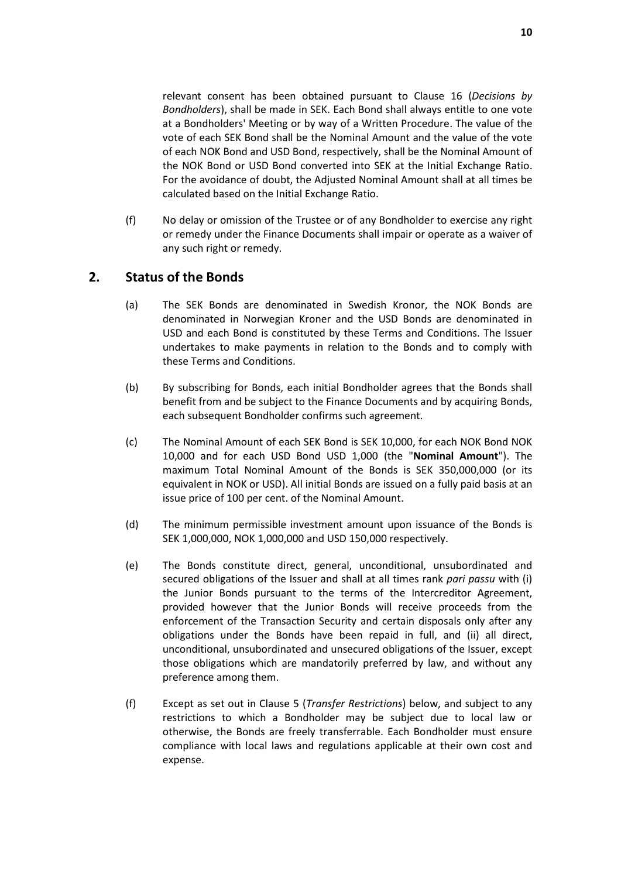relevant consent has been obtained pursuant to Clause 16 (*Decisions by Bondholders*), shall be made in SEK. Each Bond shall always entitle to one vote at a Bondholders' Meeting or by way of a Written Procedure. The value of the vote of each SEK Bond shall be the Nominal Amount and the value of the vote of each NOK Bond and USD Bond, respectively, shall be the Nominal Amount of the NOK Bond or USD Bond converted into SEK at the Initial Exchange Ratio. For the avoidance of doubt, the Adjusted Nominal Amount shall at all times be calculated based on the Initial Exchange Ratio.

(f) No delay or omission of the Trustee or of any Bondholder to exercise any right or remedy under the Finance Documents shall impair or operate as a waiver of any such right or remedy.

## 2. Status of the Bonds

(a) The SEK Bonds are denominated in Swedish Kronor, the NOK Bonds are denominated in Norwegian Kroner and the USD Bonds are denominated in USD and each Bond is constituted by these Terms and Conditions. The Issuer undertakes to make payments in relation to the Bonds and to comply with these Terms and Conditions.

(b) By subscribing for Bonds, each initial Bondholder agrees that the Bonds shall benefit from and be subject to the Finance Documents and by acquiring Bonds, each subsequent Bondholder confirms such agreement.

(c) The Nominal Amount of each SEK Bond is SEK 10,000, for each NOK Bond NOK 10,000 and for each USD Bond USD 1,000 (the "**Nominal Amount**"). The maximum Total Nominal Amount of the Bonds is SEK 350,000,000 (or its equivalent in NOK or USD). All initial Bonds are issued on a fully paid basis at an issue price of 100 per cent. of the Nominal Amount.

(d) The minimum permissible investment amount upon issuance of the Bonds is SEK 1,000,000, NOK 1,000,000 and USD 150,000 respectively.

(e) The Bonds constitute direct, general, unconditional, unsubordinated and secured obligations of the Issuer and shall at all times rank *pari passu* with (i) the Junior Bonds pursuant to the terms of the Intercreditor Agreement, provided however that the Junior Bonds will receive proceeds from the enforcement of the Transaction Security and certain disposals only after any obligations under the Bonds have been repaid in full, and (ii) all direct, unconditional, unsubordinated and unsecured obligations of the Issuer, except those obligations which are mandatorily preferred by law, and without any preference among them.

(f) Except as set out in Clause 5 (*Transfer Restrictions*) below, and subject to any restrictions to which a Bondholder may be subject due to local law or otherwise, the Bonds are freely transferrable. Each Bondholder must ensure compliance with local laws and regulations applicable at their own cost and expense.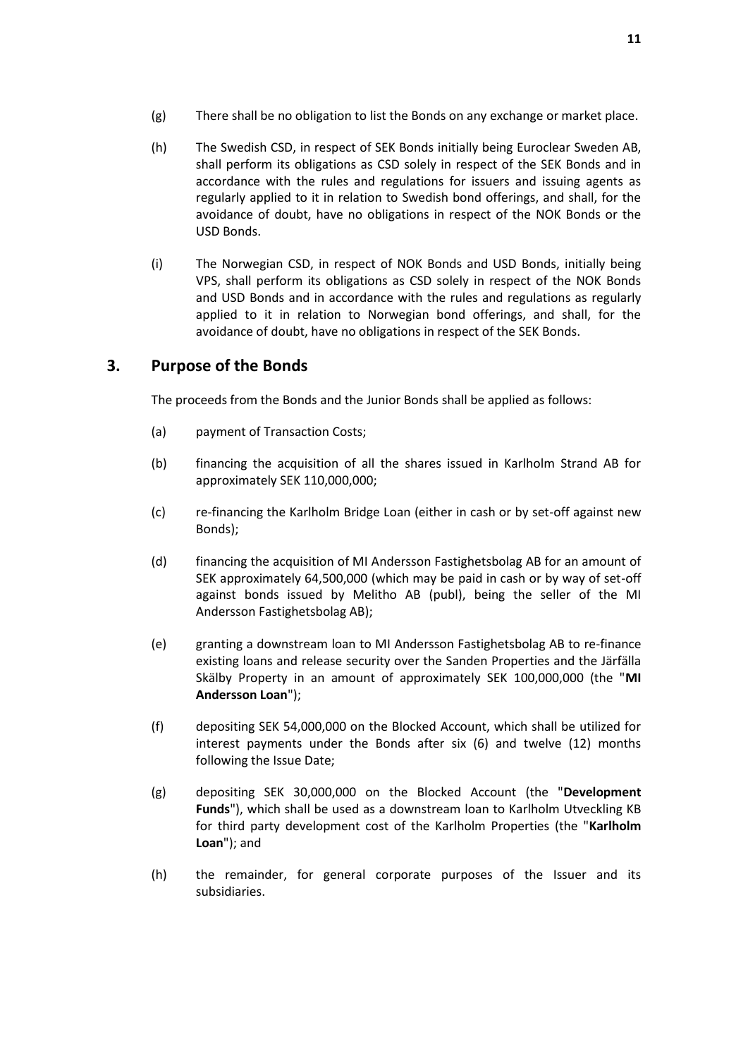(g) There shall be no obligation to list the Bonds on any exchange or market place.

(h) The Swedish CSD, in respect of SEK Bonds initially being Euroclear Sweden AB, shall perform its obligations as CSD solely in respect of the SEK Bonds and in accordance with the rules and regulations for issuers and issuing agents as regularly applied to it in relation to Swedish bond offerings, and shall, for the avoidance of doubt, have no obligations in respect of the NOK Bonds or the USD Bonds.

(i) The Norwegian CSD, in respect of NOK Bonds and USD Bonds, initially being VPS, shall perform its obligations as CSD solely in respect of the NOK Bonds and USD Bonds and in accordance with the rules and regulations as regularly applied to it in relation to Norwegian bond offerings, and shall, for the avoidance of doubt, have no obligations in respect of the SEK Bonds.

## 3. Purpose of the Bonds

The proceeds from the Bonds and the Junior Bonds shall be applied as follows:

(a) payment of Transaction Costs;

(b) financing the acquisition of all the shares issued in Karlholm Strand AB for approximately SEK 110,000,000;

(c) re-financing the Karlholm Bridge Loan (either in cash or by set-off against new Bonds);

(d) financing the acquisition of MI Andersson Fastighetsbolag AB for an amount of SEK approximately 64,500,000 (which may be paid in cash or by way of set-off against bonds issued by Melitho AB (publ), being the seller of the MI Andersson Fastighetsbolag AB);

(e) granting a downstream loan to MI Andersson Fastighetsbolag AB to re-finance existing loans and release security over the Sanden Properties and the Järfälla Skälby Property in an amount of approximately SEK 100,000,000 (the "**MI Andersson Loan**");

(f) depositing SEK 54,000,000 on the Blocked Account, which shall be utilized for interest payments under the Bonds after six (6) and twelve (12) months following the Issue Date;

(g) depositing SEK 30,000,000 on the Blocked Account (the "**Development Funds**"), which shall be used as a downstream loan to Karlholm Utveckling KB for third party development cost of the Karlholm Properties (the "**Karlholm Loan**"); and

(h) the remainder, for general corporate purposes of the Issuer and its subsidiaries.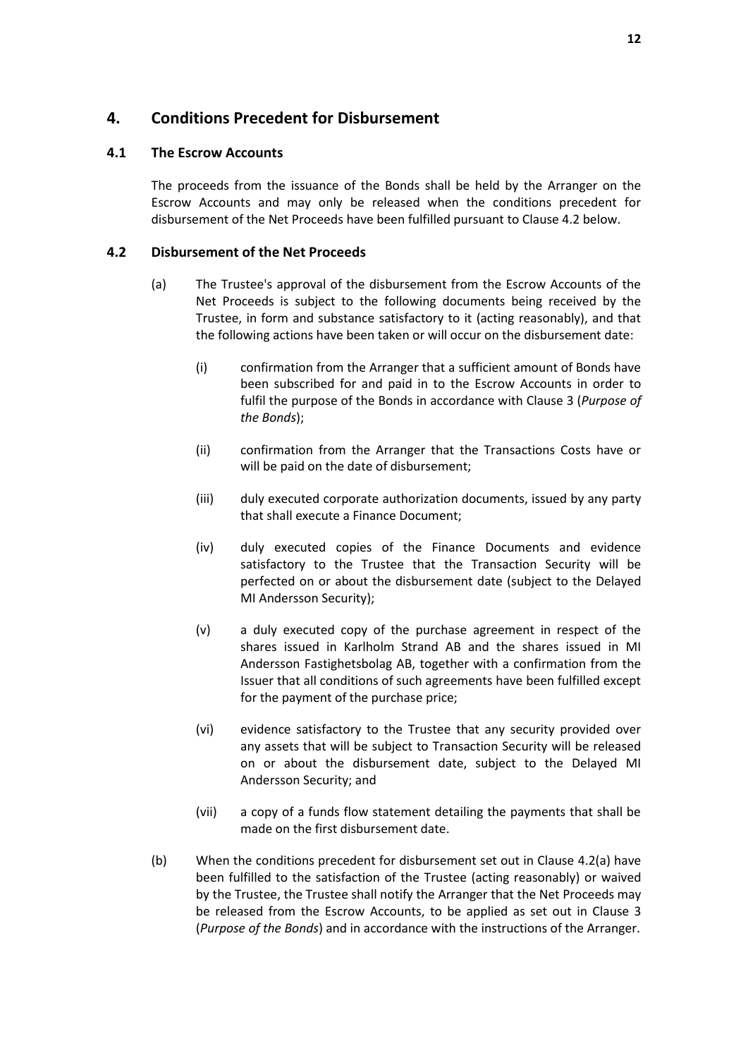## 4. Conditions Precedent for Disbursement

### 4.1 The Escrow Accounts

The proceeds from the issuance of the Bonds shall be held by the Arranger on the Escrow Accounts and may only be released when the conditions precedent for disbursement of the Net Proceeds have been fulfilled pursuant to Clause 4.2 below.

### 4.2 Disbursement of the Net Proceeds

(a) The Trustee's approval of the disbursement from the Escrow Accounts of the Net Proceeds is subject to the following documents being received by the Trustee, in form and substance satisfactory to it (acting reasonably), and that the following actions have been taken or will occur on the disbursement date:

(i) confirmation from the Arranger that a sufficient amount of Bonds have been subscribed for and paid in to the Escrow Accounts in order to fulfil the purpose of the Bonds in accordance with Clause 3 (*Purpose of the Bonds*);

(ii) confirmation from the Arranger that the Transactions Costs have or will be paid on the date of disbursement;

(iii) duly executed corporate authorization documents, issued by any party that shall execute a Finance Document;

(iv) duly executed copies of the Finance Documents and evidence satisfactory to the Trustee that the Transaction Security will be perfected on or about the disbursement date (subject to the Delayed MI Andersson Security);

(v) a duly executed copy of the purchase agreement in respect of the shares issued in Karlholm Strand AB and the shares issued in MI Andersson Fastighetsbolag AB, together with a confirmation from the Issuer that all conditions of such agreements have been fulfilled except for the payment of the purchase price;

(vi) evidence satisfactory to the Trustee that any security provided over any assets that will be subject to Transaction Security will be released on or about the disbursement date, subject to the Delayed MI Andersson Security; and

(vii) a copy of a funds flow statement detailing the payments that shall be made on the first disbursement date.

(b) When the conditions precedent for disbursement set out in Clause 4.2(a) have been fulfilled to the satisfaction of the Trustee (acting reasonably) or waived by the Trustee, the Trustee shall notify the Arranger that the Net Proceeds may be released from the Escrow Accounts, to be applied as set out in Clause 3 (*Purpose of the Bonds*) and in accordance with the instructions of the Arranger.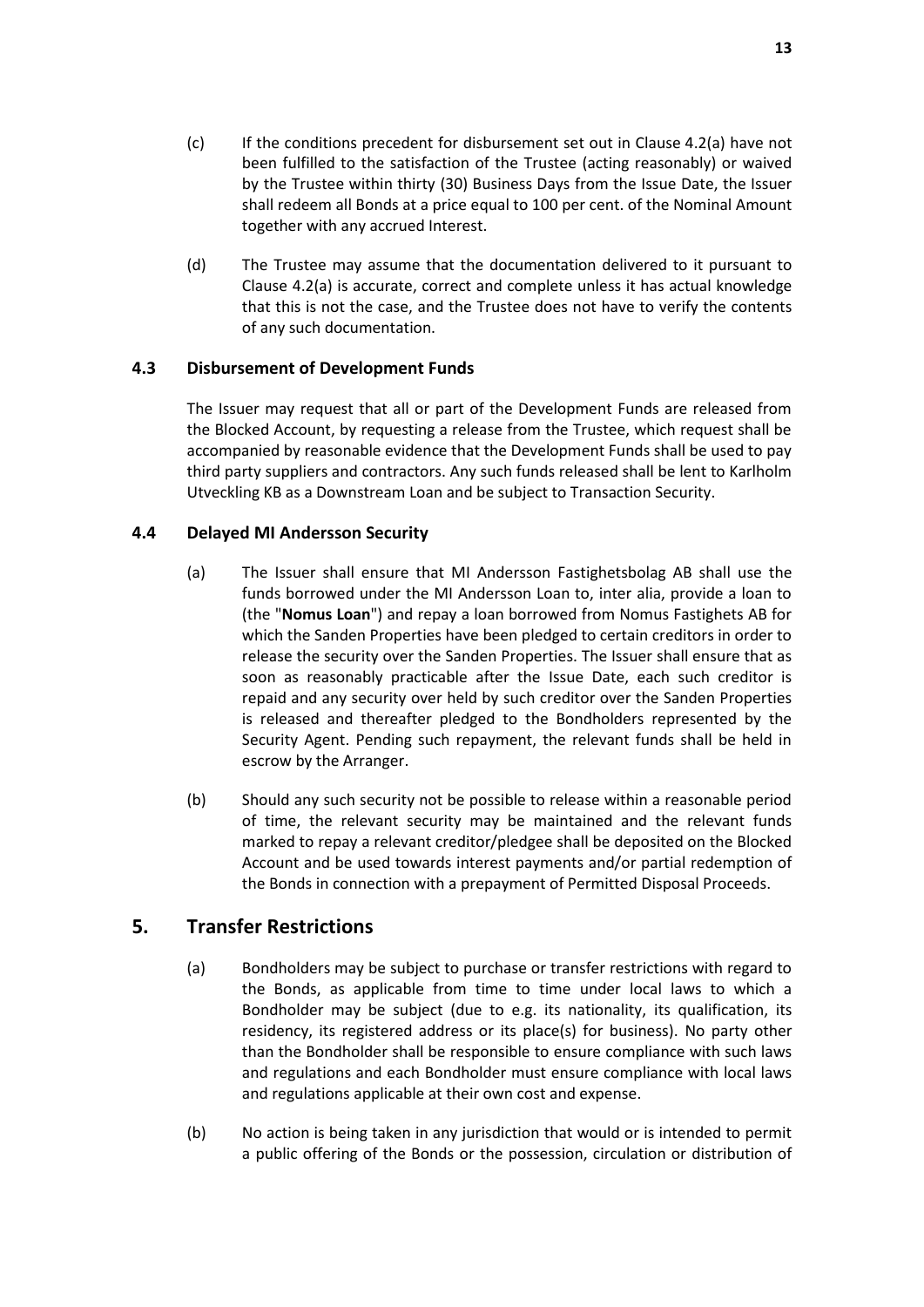(c) If the conditions precedent for disbursement set out in Clause 4.2(a) have not been fulfilled to the satisfaction of the Trustee (acting reasonably) or waived by the Trustee within thirty (30) Business Days from the Issue Date, the Issuer shall redeem all Bonds at a price equal to 100 per cent. of the Nominal Amount together with any accrued Interest.

(d) The Trustee may assume that the documentation delivered to it pursuant to Clause 4.2(a) is accurate, correct and complete unless it has actual knowledge that this is not the case, and the Trustee does not have to verify the contents of any such documentation.

### 4.3 Disbursement of Development Funds

The Issuer may request that all or part of the Development Funds are released from the Blocked Account, by requesting a release from the Trustee, which request shall be accompanied by reasonable evidence that the Development Funds shall be used to pay third party suppliers and contractors. Any such funds released shall be lent to Karlholm Utveckling KB as a Downstream Loan and be subject to Transaction Security.

### 4.4 Delayed MI Andersson Security

(a) The Issuer shall ensure that MI Andersson Fastighetsbolag AB shall use the funds borrowed under the MI Andersson Loan to, inter alia, provide a loan to (the "**Nomus Loan**") and repay a loan borrowed from Nomus Fastighets AB for which the Sanden Properties have been pledged to certain creditors in order to release the security over the Sanden Properties. The Issuer shall ensure that as soon as reasonably practicable after the Issue Date, each such creditor is repaid and any security over held by such creditor over the Sanden Properties is released and thereafter pledged to the Bondholders represented by the Security Agent. Pending such repayment, the relevant funds shall be held in escrow by the Arranger.

(b) Should any such security not be possible to release within a reasonable period of time, the relevant security may be maintained and the relevant funds marked to repay a relevant creditor/pledgee shall be deposited on the Blocked Account and be used towards interest payments and/or partial redemption of the Bonds in connection with a prepayment of Permitted Disposal Proceeds.

## 5. Transfer Restrictions

(a) Bondholders may be subject to purchase or transfer restrictions with regard to the Bonds, as applicable from time to time under local laws to which a Bondholder may be subject (due to e.g. its nationality, its qualification, its residency, its registered address or its place(s) for business). No party other than the Bondholder shall be responsible to ensure compliance with such laws and regulations and each Bondholder must ensure compliance with local laws and regulations applicable at their own cost and expense.

(b) No action is being taken in any jurisdiction that would or is intended to permit a public offering of the Bonds or the possession, circulation or distribution of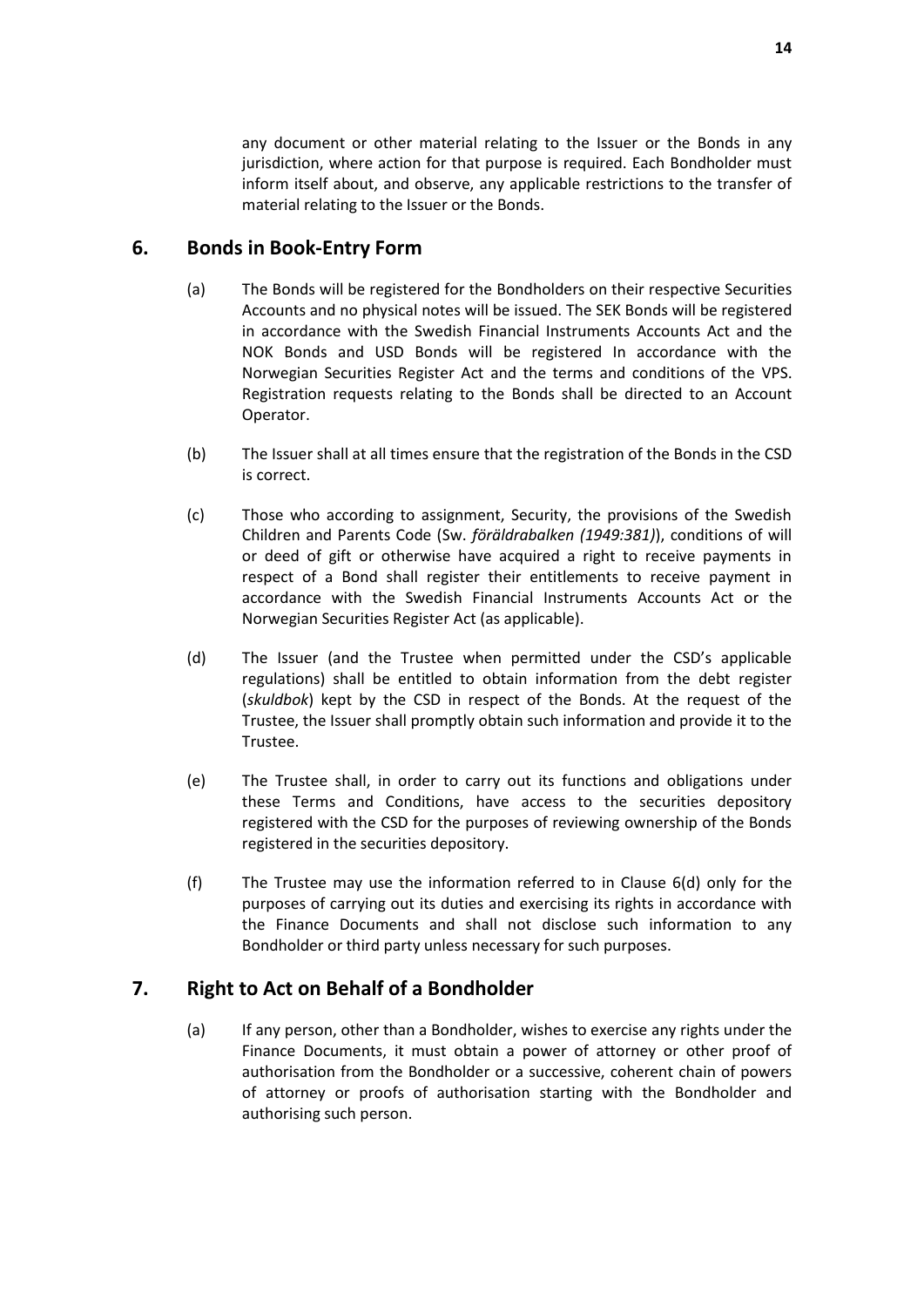any document or other material relating to the Issuer or the Bonds in any jurisdiction, where action for that purpose is required. Each Bondholder must inform itself about, and observe, any applicable restrictions to the transfer of material relating to the Issuer or the Bonds.

## 6. Bonds in Book-Entry Form

(a) The Bonds will be registered for the Bondholders on their respective Securities Accounts and no physical notes will be issued. The SEK Bonds will be registered in accordance with the Swedish Financial Instruments Accounts Act and the NOK Bonds and USD Bonds will be registered In accordance with the Norwegian Securities Register Act and the terms and conditions of the VPS. Registration requests relating to the Bonds shall be directed to an Account Operator.

(b) The Issuer shall at all times ensure that the registration of the Bonds in the CSD is correct.

(c) Those who according to assignment, Security, the provisions of the Swedish Children and Parents Code (Sw. *föräldrabalken (1949:381)*), conditions of will or deed of gift or otherwise have acquired a right to receive payments in respect of a Bond shall register their entitlements to receive payment in accordance with the Swedish Financial Instruments Accounts Act or the Norwegian Securities Register Act (as applicable).

(d) The Issuer (and the Trustee when permitted under the CSD's applicable regulations) shall be entitled to obtain information from the debt register (*skuldbok*) kept by the CSD in respect of the Bonds. At the request of the Trustee, the Issuer shall promptly obtain such information and provide it to the Trustee.

(e) The Trustee shall, in order to carry out its functions and obligations under these Terms and Conditions, have access to the securities depository registered with the CSD for the purposes of reviewing ownership of the Bonds registered in the securities depository.

(f) The Trustee may use the information referred to in Clause 6(d) only for the purposes of carrying out its duties and exercising its rights in accordance with the Finance Documents and shall not disclose such information to any Bondholder or third party unless necessary for such purposes.

## 7. Right to Act on Behalf of a Bondholder

(a) If any person, other than a Bondholder, wishes to exercise any rights under the Finance Documents, it must obtain a power of attorney or other proof of authorisation from the Bondholder or a successive, coherent chain of powers of attorney or proofs of authorisation starting with the Bondholder and authorising such person.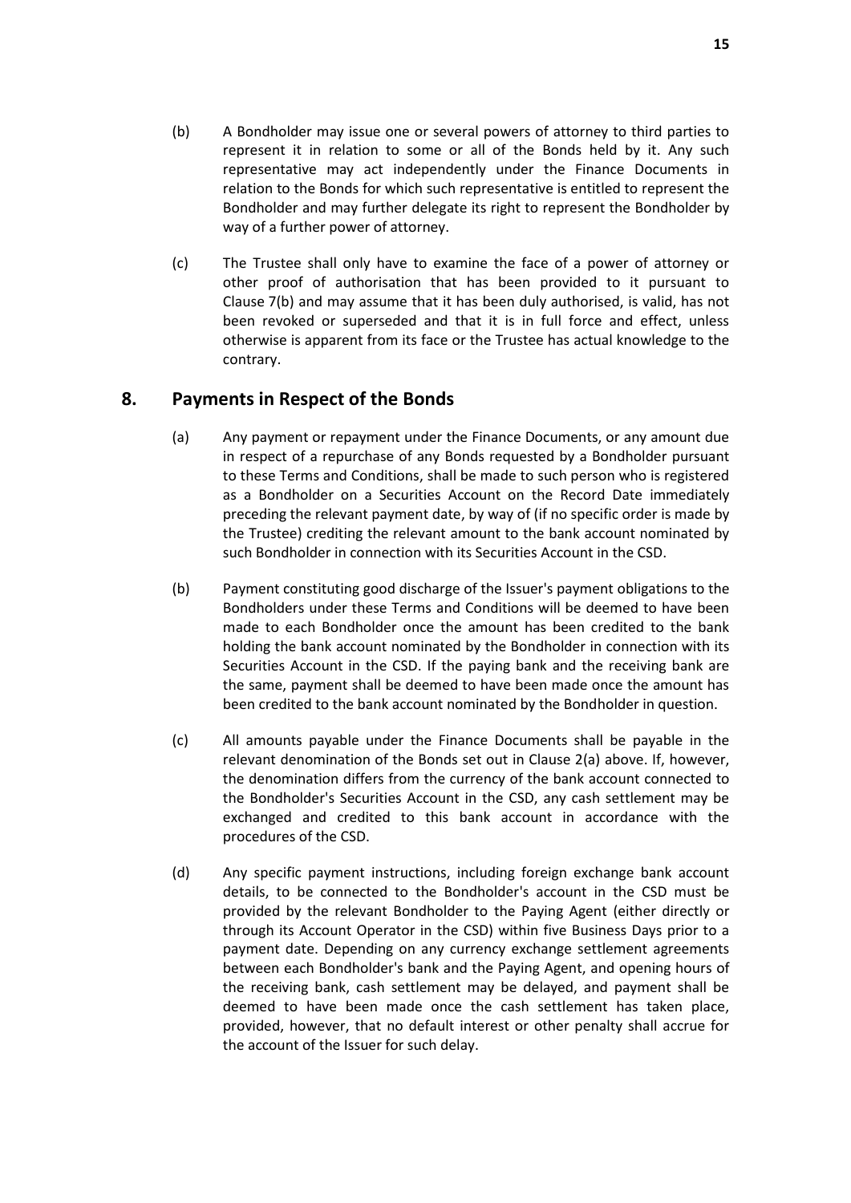(b) A Bondholder may issue one or several powers of attorney to third parties to represent it in relation to some or all of the Bonds held by it. Any such representative may act independently under the Finance Documents in relation to the Bonds for which such representative is entitled to represent the Bondholder and may further delegate its right to represent the Bondholder by way of a further power of attorney.

(c) The Trustee shall only have to examine the face of a power of attorney or other proof of authorisation that has been provided to it pursuant to Clause 7(b) and may assume that it has been duly authorised, is valid, has not been revoked or superseded and that it is in full force and effect, unless otherwise is apparent from its face or the Trustee has actual knowledge to the contrary.

## 8. Payments in Respect of the Bonds

(a) Any payment or repayment under the Finance Documents, or any amount due in respect of a repurchase of any Bonds requested by a Bondholder pursuant to these Terms and Conditions, shall be made to such person who is registered as a Bondholder on a Securities Account on the Record Date immediately preceding the relevant payment date, by way of (if no specific order is made by the Trustee) crediting the relevant amount to the bank account nominated by such Bondholder in connection with its Securities Account in the CSD.

(b) Payment constituting good discharge of the Issuer's payment obligations to the Bondholders under these Terms and Conditions will be deemed to have been made to each Bondholder once the amount has been credited to the bank holding the bank account nominated by the Bondholder in connection with its Securities Account in the CSD. If the paying bank and the receiving bank are the same, payment shall be deemed to have been made once the amount has been credited to the bank account nominated by the Bondholder in question.

(c) All amounts payable under the Finance Documents shall be payable in the relevant denomination of the Bonds set out in Clause 2(a) above. If, however, the denomination differs from the currency of the bank account connected to the Bondholder's Securities Account in the CSD, any cash settlement may be exchanged and credited to this bank account in accordance with the procedures of the CSD.

(d) Any specific payment instructions, including foreign exchange bank account details, to be connected to the Bondholder's account in the CSD must be provided by the relevant Bondholder to the Paying Agent (either directly or through its Account Operator in the CSD) within five Business Days prior to a payment date. Depending on any currency exchange settlement agreements between each Bondholder's bank and the Paying Agent, and opening hours of the receiving bank, cash settlement may be delayed, and payment shall be deemed to have been made once the cash settlement has taken place, provided, however, that no default interest or other penalty shall accrue for the account of the Issuer for such delay.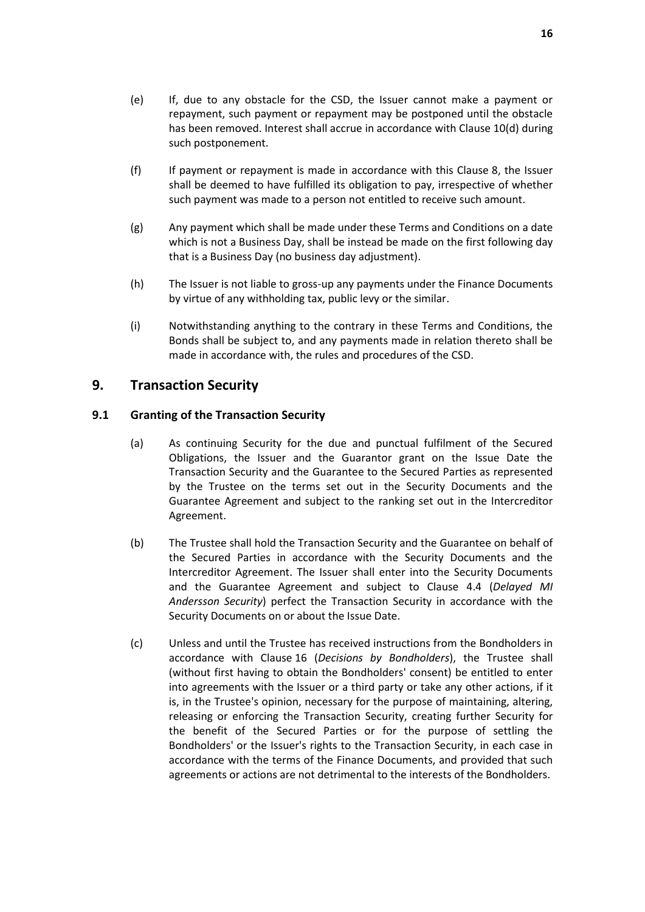(e) If, due to any obstacle for the CSD, the Issuer cannot make a payment or repayment, such payment or repayment may be postponed until the obstacle has been removed. Interest shall accrue in accordance with Clause 10(d) during such postponement.

(f) If payment or repayment is made in accordance with this Clause 8, the Issuer shall be deemed to have fulfilled its obligation to pay, irrespective of whether such payment was made to a person not entitled to receive such amount.

(g) Any payment which shall be made under these Terms and Conditions on a date which is not a Business Day, shall be instead be made on the first following day that is a Business Day (no business day adjustment).

(h) The Issuer is not liable to gross-up any payments under the Finance Documents by virtue of any withholding tax, public levy or the similar.

(i) Notwithstanding anything to the contrary in these Terms and Conditions, the Bonds shall be subject to, and any payments made in relation thereto shall be made in accordance with, the rules and procedures of the CSD.

## 9. Transaction Security

### 9.1 Granting of the Transaction Security

(a) As continuing Security for the due and punctual fulfilment of the Secured Obligations, the Issuer and the Guarantor grant on the Issue Date the Transaction Security and the Guarantee to the Secured Parties as represented by the Trustee on the terms set out in the Security Documents and the Guarantee Agreement and subject to the ranking set out in the Intercreditor Agreement.

(b) The Trustee shall hold the Transaction Security and the Guarantee on behalf of the Secured Parties in accordance with the Security Documents and the Intercreditor Agreement. The Issuer shall enter into the Security Documents and the Guarantee Agreement and subject to Clause 4.4 (*Delayed MI Andersson Security*) perfect the Transaction Security in accordance with the Security Documents on or about the Issue Date.

(c) Unless and until the Trustee has received instructions from the Bondholders in accordance with Clause 16 (*Decisions by Bondholders*), the Trustee shall (without first having to obtain the Bondholders' consent) be entitled to enter into agreements with the Issuer or a third party or take any other actions, if it is, in the Trustee's opinion, necessary for the purpose of maintaining, altering, releasing or enforcing the Transaction Security, creating further Security for the benefit of the Secured Parties or for the purpose of settling the Bondholders' or the Issuer's rights to the Transaction Security, in each case in accordance with the terms of the Finance Documents, and provided that such agreements or actions are not detrimental to the interests of the Bondholders.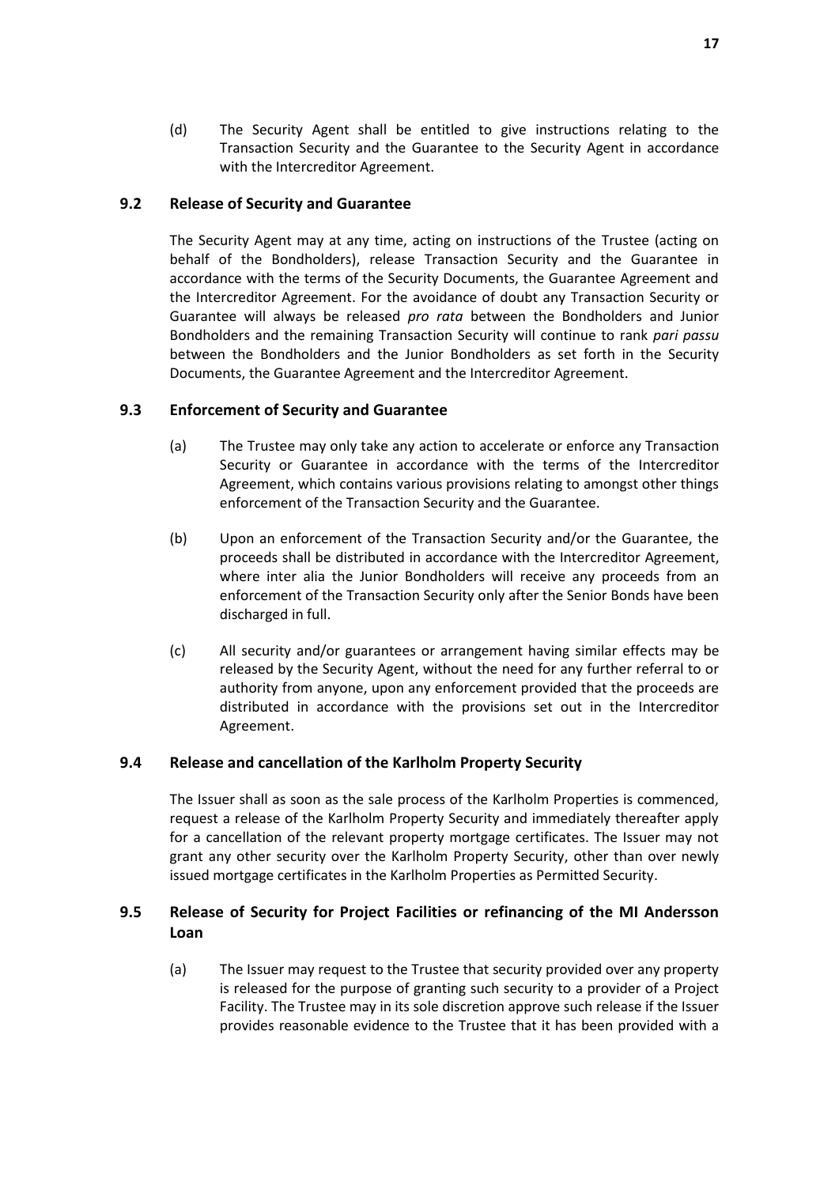(d) The Security Agent shall be entitled to give instructions relating to the Transaction Security and the Guarantee to the Security Agent in accordance with the Intercreditor Agreement.

### 9.2 Release of Security and Guarantee

The Security Agent may at any time, acting on instructions of the Trustee (acting on behalf of the Bondholders), release Transaction Security and the Guarantee in accordance with the terms of the Security Documents, the Guarantee Agreement and the Intercreditor Agreement. For the avoidance of doubt any Transaction Security or Guarantee will always be released *pro rata* between the Bondholders and Junior Bondholders and the remaining Transaction Security will continue to rank *pari passu* between the Bondholders and the Junior Bondholders as set forth in the Security Documents, the Guarantee Agreement and the Intercreditor Agreement.

### 9.3 Enforcement of Security and Guarantee

(a) The Trustee may only take any action to accelerate or enforce any Transaction Security or Guarantee in accordance with the terms of the Intercreditor Agreement, which contains various provisions relating to amongst other things enforcement of the Transaction Security and the Guarantee.

(b) Upon an enforcement of the Transaction Security and/or the Guarantee, the proceeds shall be distributed in accordance with the Intercreditor Agreement, where inter alia the Junior Bondholders will receive any proceeds from an enforcement of the Transaction Security only after the Senior Bonds have been discharged in full.

(c) All security and/or guarantees or arrangement having similar effects may be released by the Security Agent, without the need for any further referral to or authority from anyone, upon any enforcement provided that the proceeds are distributed in accordance with the provisions set out in the Intercreditor Agreement.

### 9.4 Release and cancellation of the Karlholm Property Security

The Issuer shall as soon as the sale process of the Karlholm Properties is commenced, request a release of the Karlholm Property Security and immediately thereafter apply for a cancellation of the relevant property mortgage certificates. The Issuer may not grant any other security over the Karlholm Property Security, other than over newly issued mortgage certificates in the Karlholm Properties as Permitted Security.

### 9.5 Release of Security for Project Facilities or refinancing of the MI Andersson Loan

(a) The Issuer may request to the Trustee that security provided over any property is released for the purpose of granting such security to a provider of a Project Facility. The Trustee may in its sole discretion approve such release if the Issuer provides reasonable evidence to the Trustee that it has been provided with a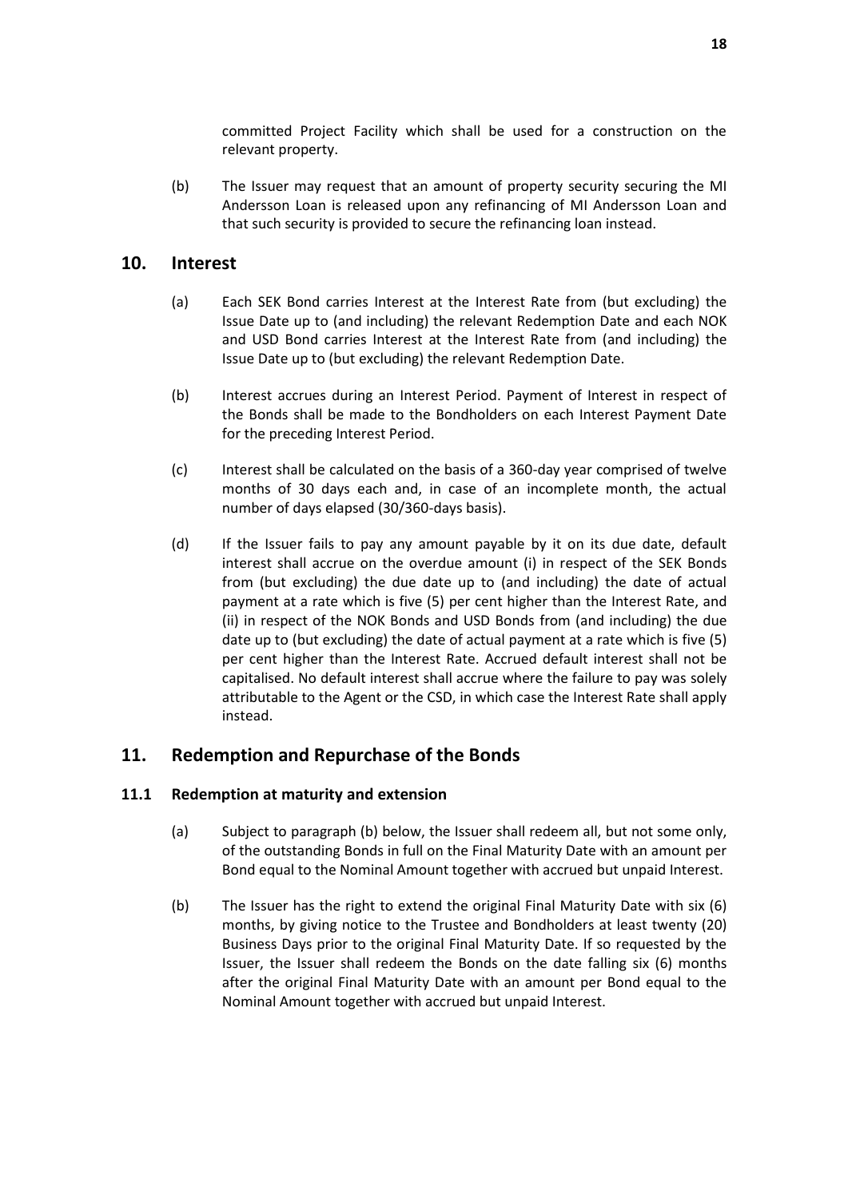committed Project Facility which shall be used for a construction on the relevant property.

(b) The Issuer may request that an amount of property security securing the MI Andersson Loan is released upon any refinancing of MI Andersson Loan and that such security is provided to secure the refinancing loan instead.

## 10. Interest

(a) Each SEK Bond carries Interest at the Interest Rate from (but excluding) the Issue Date up to (and including) the relevant Redemption Date and each NOK and USD Bond carries Interest at the Interest Rate from (and including) the Issue Date up to (but excluding) the relevant Redemption Date.

(b) Interest accrues during an Interest Period. Payment of Interest in respect of the Bonds shall be made to the Bondholders on each Interest Payment Date for the preceding Interest Period.

(c) Interest shall be calculated on the basis of a 360-day year comprised of twelve months of 30 days each and, in case of an incomplete month, the actual number of days elapsed (30/360-days basis).

(d) If the Issuer fails to pay any amount payable by it on its due date, default interest shall accrue on the overdue amount (i) in respect of the SEK Bonds from (but excluding) the due date up to (and including) the date of actual payment at a rate which is five (5) per cent higher than the Interest Rate, and (ii) in respect of the NOK Bonds and USD Bonds from (and including) the due date up to (but excluding) the date of actual payment at a rate which is five (5) per cent higher than the Interest Rate. Accrued default interest shall not be capitalised. No default interest shall accrue where the failure to pay was solely attributable to the Agent or the CSD, in which case the Interest Rate shall apply instead.

## 11. Redemption and Repurchase of the Bonds

### 11.1 Redemption at maturity and extension

(a) Subject to paragraph (b) below, the Issuer shall redeem all, but not some only, of the outstanding Bonds in full on the Final Maturity Date with an amount per Bond equal to the Nominal Amount together with accrued but unpaid Interest.

(b) The Issuer has the right to extend the original Final Maturity Date with six (6) months, by giving notice to the Trustee and Bondholders at least twenty (20) Business Days prior to the original Final Maturity Date. If so requested by the Issuer, the Issuer shall redeem the Bonds on the date falling six (6) months after the original Final Maturity Date with an amount per Bond equal to the Nominal Amount together with accrued but unpaid Interest.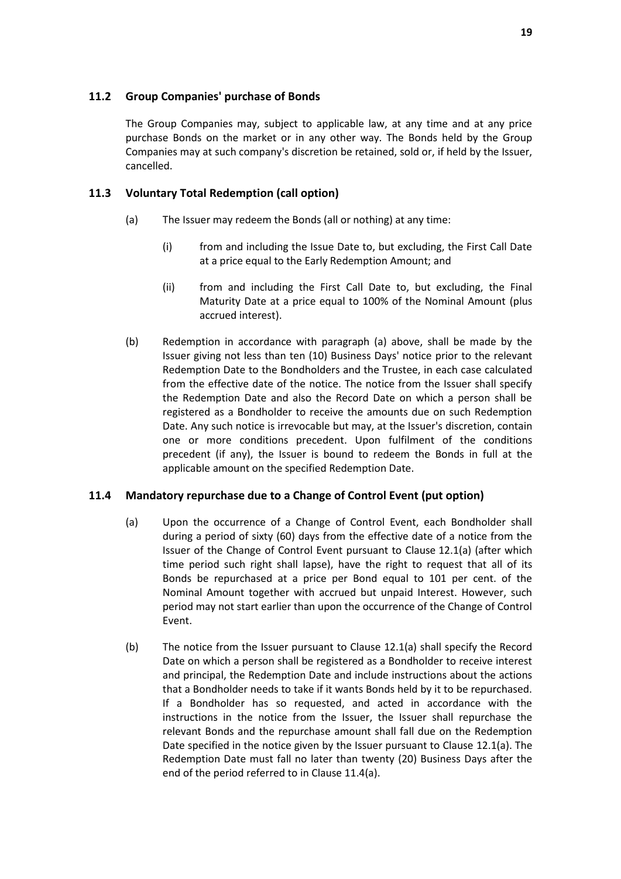### 11.2 Group Companies' purchase of Bonds

The Group Companies may, subject to applicable law, at any time and at any price purchase Bonds on the market or in any other way. The Bonds held by the Group Companies may at such company's discretion be retained, sold or, if held by the Issuer, cancelled.

### 11.3 Voluntary Total Redemption (call option)

(a) The Issuer may redeem the Bonds (all or nothing) at any time:

(i) from and including the Issue Date to, but excluding, the First Call Date at a price equal to the Early Redemption Amount; and

(ii) from and including the First Call Date to, but excluding, the Final Maturity Date at a price equal to 100% of the Nominal Amount (plus accrued interest).

(b) Redemption in accordance with paragraph (a) above, shall be made by the Issuer giving not less than ten (10) Business Days' notice prior to the relevant Redemption Date to the Bondholders and the Trustee, in each case calculated from the effective date of the notice. The notice from the Issuer shall specify the Redemption Date and also the Record Date on which a person shall be registered as a Bondholder to receive the amounts due on such Redemption Date. Any such notice is irrevocable but may, at the Issuer's discretion, contain one or more conditions precedent. Upon fulfilment of the conditions precedent (if any), the Issuer is bound to redeem the Bonds in full at the applicable amount on the specified Redemption Date.

### 11.4 Mandatory repurchase due to a Change of Control Event (put option)

(a) Upon the occurrence of a Change of Control Event, each Bondholder shall during a period of sixty (60) days from the effective date of a notice from the Issuer of the Change of Control Event pursuant to Clause 12.1(a) (after which time period such right shall lapse), have the right to request that all of its Bonds be repurchased at a price per Bond equal to 101 per cent. of the Nominal Amount together with accrued but unpaid Interest. However, such period may not start earlier than upon the occurrence of the Change of Control Event.

(b) The notice from the Issuer pursuant to Clause 12.1(a) shall specify the Record Date on which a person shall be registered as a Bondholder to receive interest and principal, the Redemption Date and include instructions about the actions that a Bondholder needs to take if it wants Bonds held by it to be repurchased. If a Bondholder has so requested, and acted in accordance with the instructions in the notice from the Issuer, the Issuer shall repurchase the relevant Bonds and the repurchase amount shall fall due on the Redemption Date specified in the notice given by the Issuer pursuant to Clause 12.1(a). The Redemption Date must fall no later than twenty (20) Business Days after the end of the period referred to in Clause 11.4(a).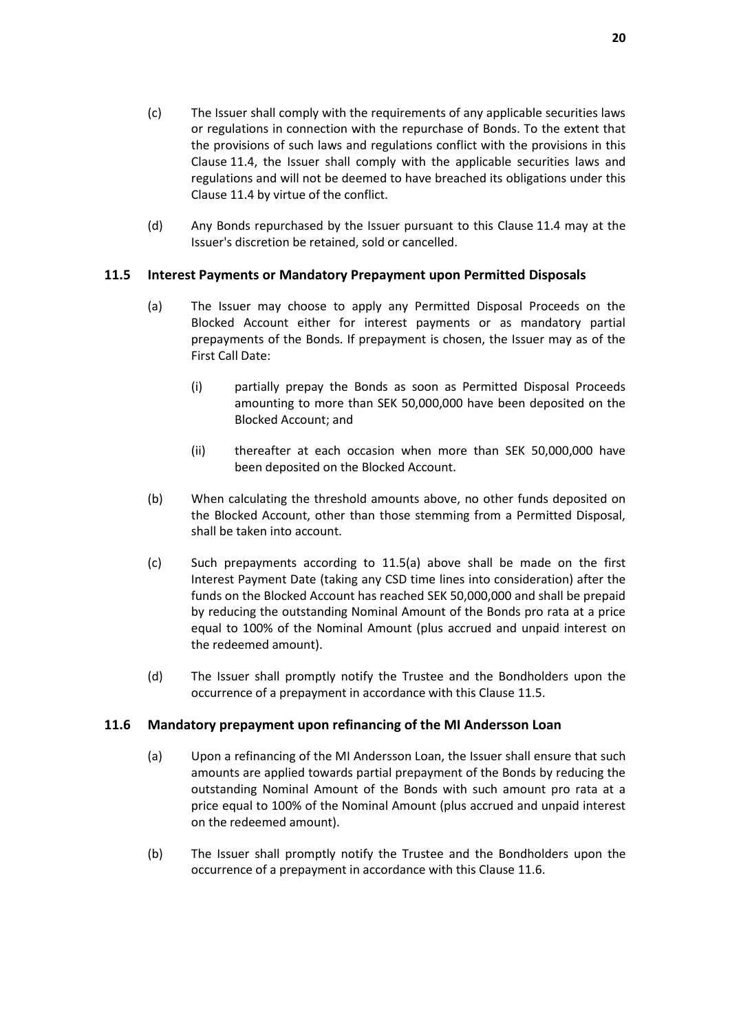(c) The Issuer shall comply with the requirements of any applicable securities laws or regulations in connection with the repurchase of Bonds. To the extent that the provisions of such laws and regulations conflict with the provisions in this Clause 11.4, the Issuer shall comply with the applicable securities laws and regulations and will not be deemed to have breached its obligations under this Clause 11.4 by virtue of the conflict.

(d) Any Bonds repurchased by the Issuer pursuant to this Clause 11.4 may at the Issuer's discretion be retained, sold or cancelled.

### 11.5 Interest Payments or Mandatory Prepayment upon Permitted Disposals

(a) The Issuer may choose to apply any Permitted Disposal Proceeds on the Blocked Account either for interest payments or as mandatory partial prepayments of the Bonds. If prepayment is chosen, the Issuer may as of the First Call Date:

(i) partially prepay the Bonds as soon as Permitted Disposal Proceeds amounting to more than SEK 50,000,000 have been deposited on the Blocked Account; and

(ii) thereafter at each occasion when more than SEK 50,000,000 have been deposited on the Blocked Account.

(b) When calculating the threshold amounts above, no other funds deposited on the Blocked Account, other than those stemming from a Permitted Disposal, shall be taken into account.

(c) Such prepayments according to 11.5(a) above shall be made on the first Interest Payment Date (taking any CSD time lines into consideration) after the funds on the Blocked Account has reached SEK 50,000,000 and shall be prepaid by reducing the outstanding Nominal Amount of the Bonds pro rata at a price equal to 100% of the Nominal Amount (plus accrued and unpaid interest on the redeemed amount).

(d) The Issuer shall promptly notify the Trustee and the Bondholders upon the occurrence of a prepayment in accordance with this Clause 11.5.

### 11.6 Mandatory prepayment upon refinancing of the MI Andersson Loan

(a) Upon a refinancing of the MI Andersson Loan, the Issuer shall ensure that such amounts are applied towards partial prepayment of the Bonds by reducing the outstanding Nominal Amount of the Bonds with such amount pro rata at a price equal to 100% of the Nominal Amount (plus accrued and unpaid interest on the redeemed amount).

(b) The Issuer shall promptly notify the Trustee and the Bondholders upon the occurrence of a prepayment in accordance with this Clause 11.6.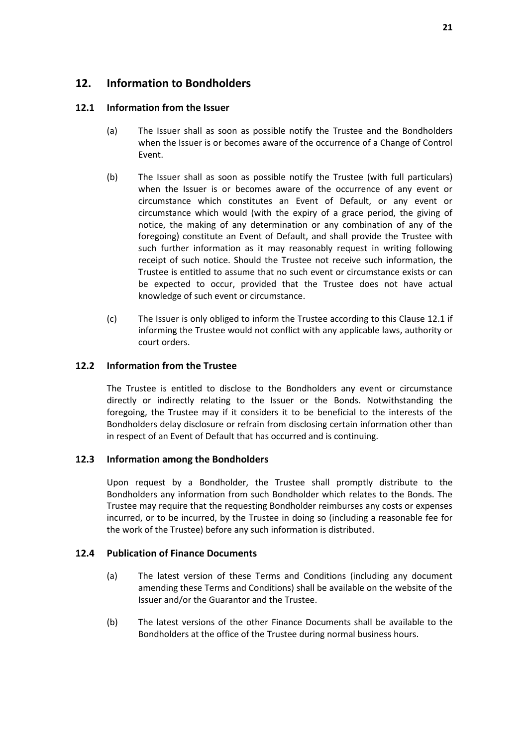## 12. Information to Bondholders

### 12.1 Information from the Issuer

(a) The Issuer shall as soon as possible notify the Trustee and the Bondholders when the Issuer is or becomes aware of the occurrence of a Change of Control Event.

(b) The Issuer shall as soon as possible notify the Trustee (with full particulars) when the Issuer is or becomes aware of the occurrence of any event or circumstance which constitutes an Event of Default, or any event or circumstance which would (with the expiry of a grace period, the giving of notice, the making of any determination or any combination of any of the foregoing) constitute an Event of Default, and shall provide the Trustee with such further information as it may reasonably request in writing following receipt of such notice. Should the Trustee not receive such information, the Trustee is entitled to assume that no such event or circumstance exists or can be expected to occur, provided that the Trustee does not have actual knowledge of such event or circumstance.

(c) The Issuer is only obliged to inform the Trustee according to this Clause 12.1 if informing the Trustee would not conflict with any applicable laws, authority or court orders.

### 12.2 Information from the Trustee

The Trustee is entitled to disclose to the Bondholders any event or circumstance directly or indirectly relating to the Issuer or the Bonds. Notwithstanding the foregoing, the Trustee may if it considers it to be beneficial to the interests of the Bondholders delay disclosure or refrain from disclosing certain information other than in respect of an Event of Default that has occurred and is continuing.

### 12.3 Information among the Bondholders

Upon request by a Bondholder, the Trustee shall promptly distribute to the Bondholders any information from such Bondholder which relates to the Bonds. The Trustee may require that the requesting Bondholder reimburses any costs or expenses incurred, or to be incurred, by the Trustee in doing so (including a reasonable fee for the work of the Trustee) before any such information is distributed.

### 12.4 Publication of Finance Documents

(a) The latest version of these Terms and Conditions (including any document amending these Terms and Conditions) shall be available on the website of the Issuer and/or the Guarantor and the Trustee.

(b) The latest versions of the other Finance Documents shall be available to the Bondholders at the office of the Trustee during normal business hours.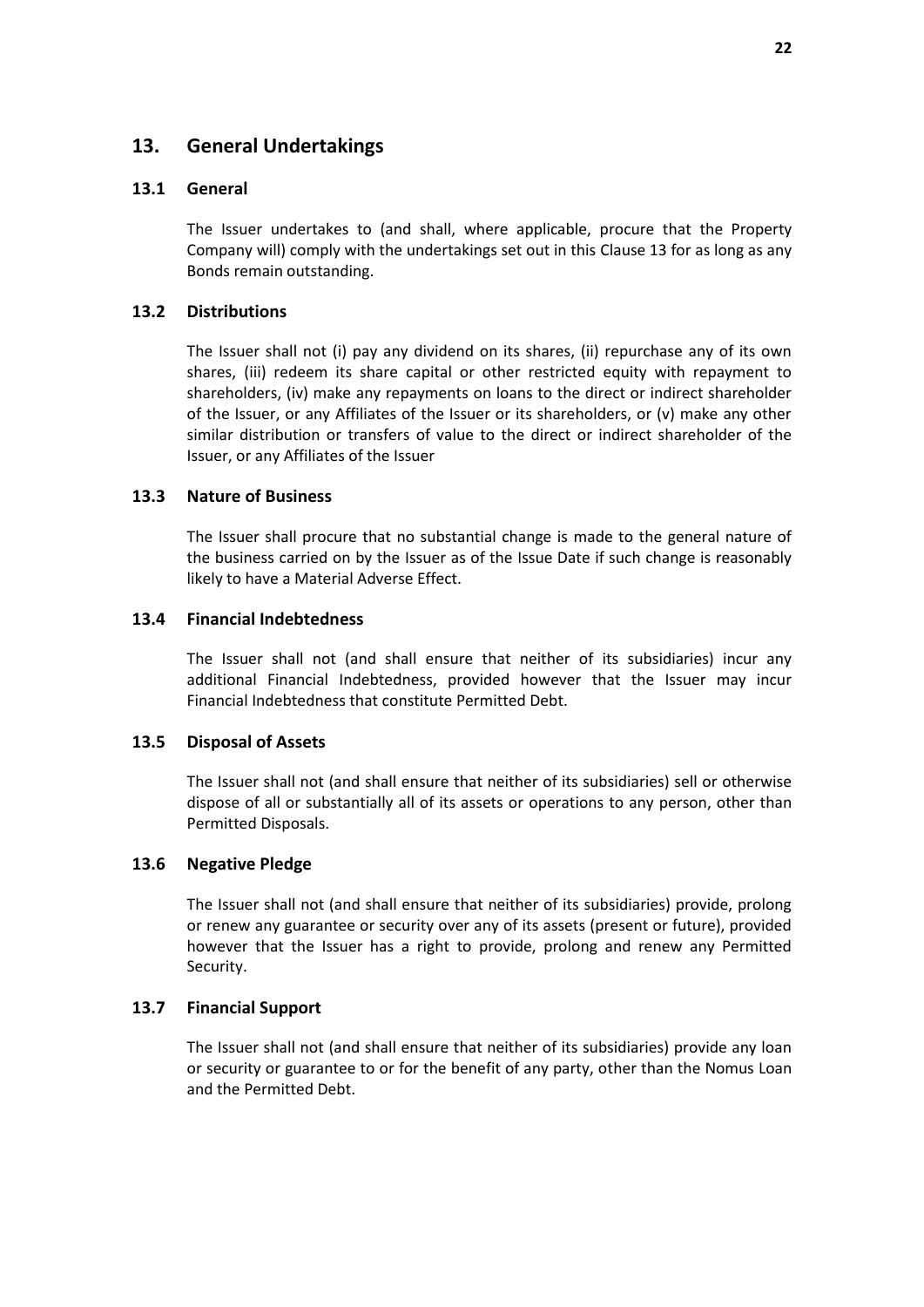## 13. General Undertakings

### 13.1 General

The Issuer undertakes to (and shall, where applicable, procure that the Property Company will) comply with the undertakings set out in this Clause 13 for as long as any Bonds remain outstanding.

### 13.2 Distributions

The Issuer shall not (i) pay any dividend on its shares, (ii) repurchase any of its own shares, (iii) redeem its share capital or other restricted equity with repayment to shareholders, (iv) make any repayments on loans to the direct or indirect shareholder of the Issuer, or any Affiliates of the Issuer or its shareholders, or (v) make any other similar distribution or transfers of value to the direct or indirect shareholder of the Issuer, or any Affiliates of the Issuer

### 13.3 Nature of Business

The Issuer shall procure that no substantial change is made to the general nature of the business carried on by the Issuer as of the Issue Date if such change is reasonably likely to have a Material Adverse Effect.

### 13.4 Financial Indebtedness

The Issuer shall not (and shall ensure that neither of its subsidiaries) incur any additional Financial Indebtedness, provided however that the Issuer may incur Financial Indebtedness that constitute Permitted Debt.

### 13.5 Disposal of Assets

The Issuer shall not (and shall ensure that neither of its subsidiaries) sell or otherwise dispose of all or substantially all of its assets or operations to any person, other than Permitted Disposals.

### 13.6 Negative Pledge

The Issuer shall not (and shall ensure that neither of its subsidiaries) provide, prolong or renew any guarantee or security over any of its assets (present or future), provided however that the Issuer has a right to provide, prolong and renew any Permitted Security.

### 13.7 Financial Support

The Issuer shall not (and shall ensure that neither of its subsidiaries) provide any loan or security or guarantee to or for the benefit of any party, other than the Nomus Loan and the Permitted Debt.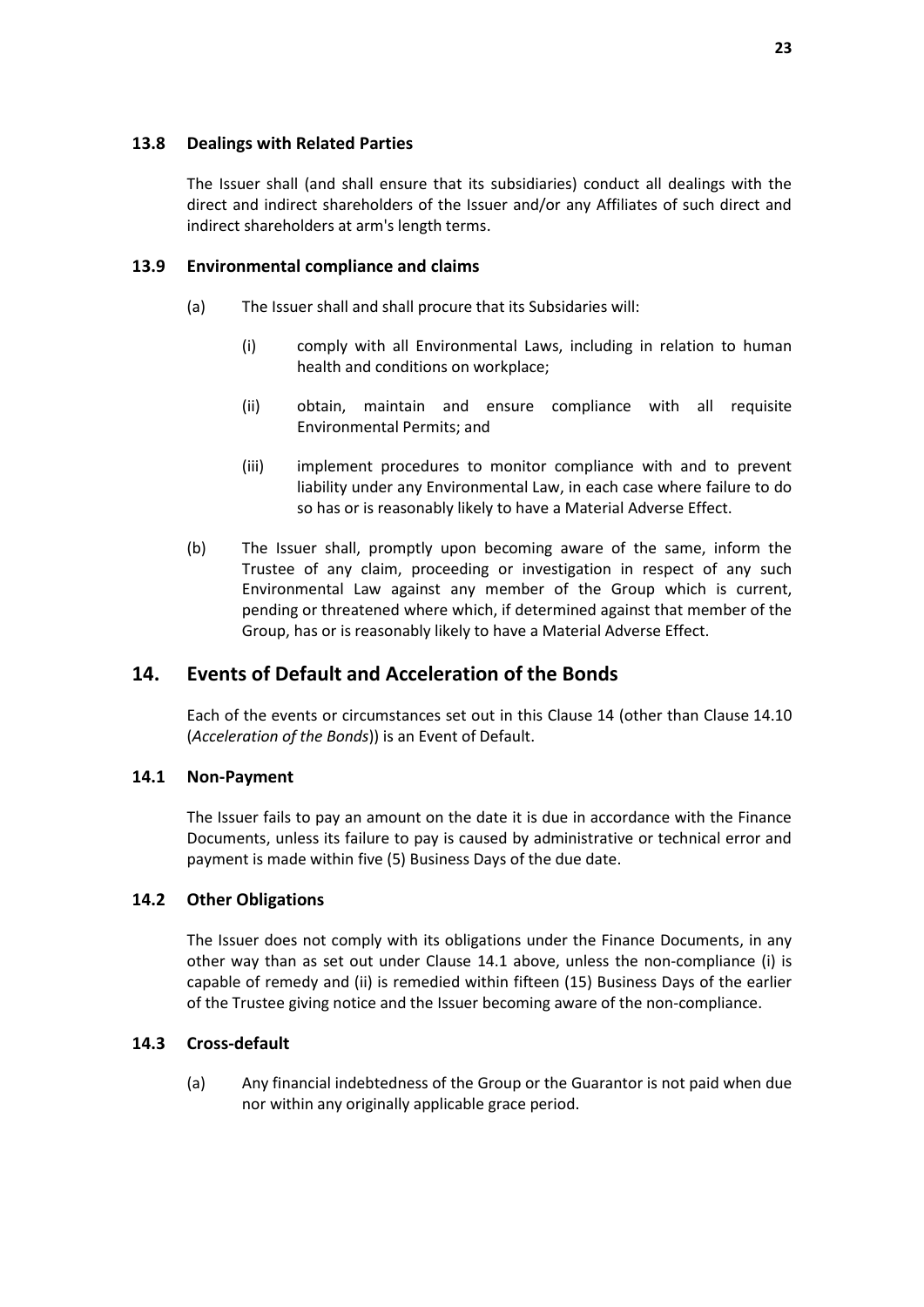### 13.8 Dealings with Related Parties

The Issuer shall (and shall ensure that its subsidiaries) conduct all dealings with the direct and indirect shareholders of the Issuer and/or any Affiliates of such direct and indirect shareholders at arm's length terms.

### 13.9 Environmental compliance and claims

(a) The Issuer shall and shall procure that its Subsidaries will:

(i) comply with all Environmental Laws, including in relation to human health and conditions on workplace;

(ii) obtain, maintain and ensure compliance with all requisite Environmental Permits; and

(iii) implement procedures to monitor compliance with and to prevent liability under any Environmental Law, in each case where failure to do so has or is reasonably likely to have a Material Adverse Effect.

(b) The Issuer shall, promptly upon becoming aware of the same, inform the Trustee of any claim, proceeding or investigation in respect of any such Environmental Law against any member of the Group which is current, pending or threatened where which, if determined against that member of the Group, has or is reasonably likely to have a Material Adverse Effect.

## 14. Events of Default and Acceleration of the Bonds

Each of the events or circumstances set out in this Clause 14 (other than Clause 14.10 (*Acceleration of the Bonds*)) is an Event of Default.

### 14.1 Non-Payment

The Issuer fails to pay an amount on the date it is due in accordance with the Finance Documents, unless its failure to pay is caused by administrative or technical error and payment is made within five (5) Business Days of the due date.

### 14.2 Other Obligations

The Issuer does not comply with its obligations under the Finance Documents, in any other way than as set out under Clause 14.1 above, unless the non-compliance (i) is capable of remedy and (ii) is remedied within fifteen (15) Business Days of the earlier of the Trustee giving notice and the Issuer becoming aware of the non-compliance.

### 14.3 Cross-default

(a) Any financial indebtedness of the Group or the Guarantor is not paid when due nor within any originally applicable grace period.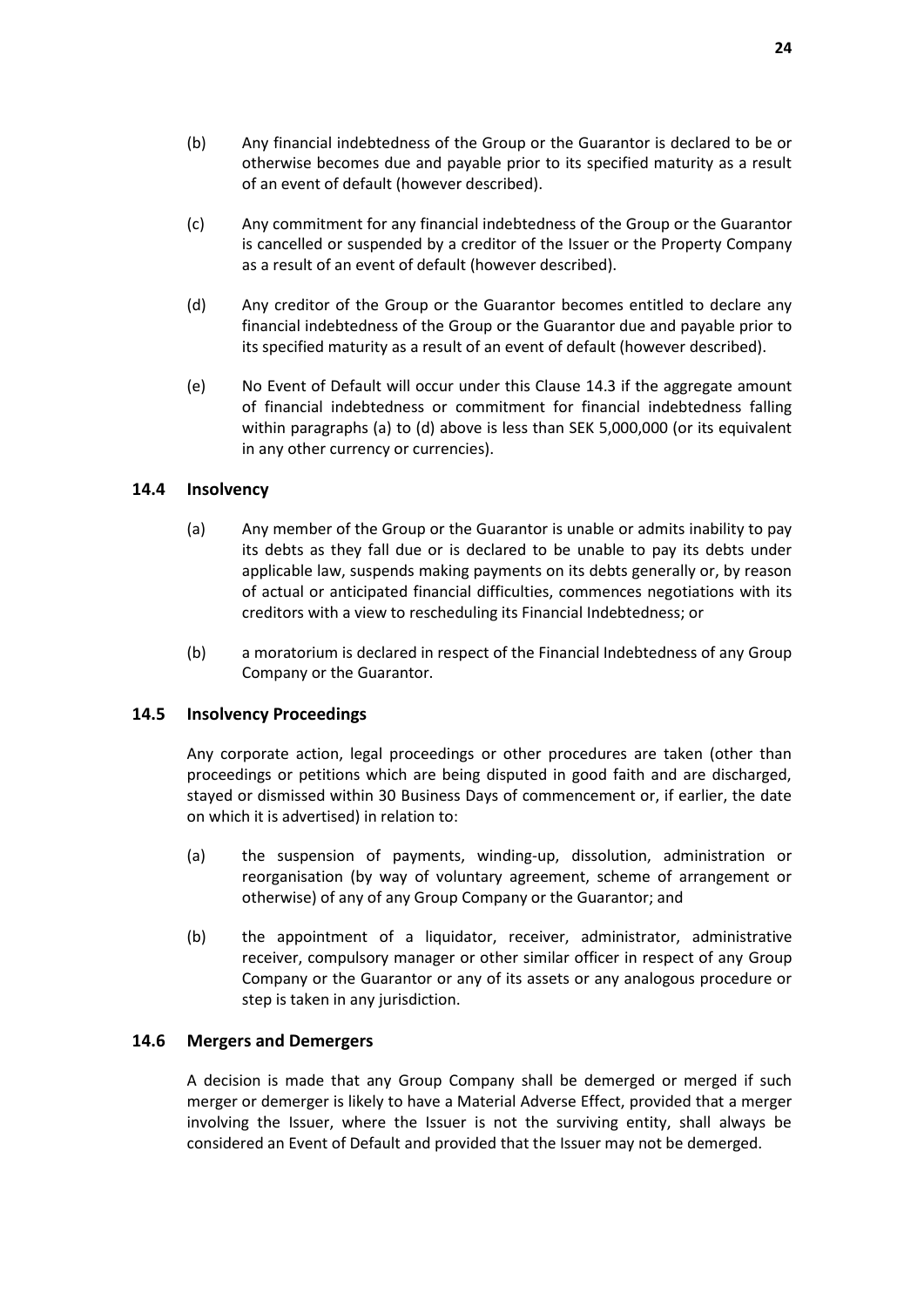(b) Any financial indebtedness of the Group or the Guarantor is declared to be or otherwise becomes due and payable prior to its specified maturity as a result of an event of default (however described).

(c) Any commitment for any financial indebtedness of the Group or the Guarantor is cancelled or suspended by a creditor of the Issuer or the Property Company as a result of an event of default (however described).

(d) Any creditor of the Group or the Guarantor becomes entitled to declare any financial indebtedness of the Group or the Guarantor due and payable prior to its specified maturity as a result of an event of default (however described).

(e) No Event of Default will occur under this Clause 14.3 if the aggregate amount of financial indebtedness or commitment for financial indebtedness falling within paragraphs (a) to (d) above is less than SEK 5,000,000 (or its equivalent in any other currency or currencies).

### 14.4 Insolvency

(a) Any member of the Group or the Guarantor is unable or admits inability to pay its debts as they fall due or is declared to be unable to pay its debts under applicable law, suspends making payments on its debts generally or, by reason of actual or anticipated financial difficulties, commences negotiations with its creditors with a view to rescheduling its Financial Indebtedness; or

(b) a moratorium is declared in respect of the Financial Indebtedness of any Group Company or the Guarantor.

### 14.5 Insolvency Proceedings

Any corporate action, legal proceedings or other procedures are taken (other than proceedings or petitions which are being disputed in good faith and are discharged, stayed or dismissed within 30 Business Days of commencement or, if earlier, the date on which it is advertised) in relation to:

(a) the suspension of payments, winding-up, dissolution, administration or reorganisation (by way of voluntary agreement, scheme of arrangement or otherwise) of any of any Group Company or the Guarantor; and

(b) the appointment of a liquidator, receiver, administrator, administrative receiver, compulsory manager or other similar officer in respect of any Group Company or the Guarantor or any of its assets or any analogous procedure or step is taken in any jurisdiction.

### 14.6 Mergers and Demergers

A decision is made that any Group Company shall be demerged or merged if such merger or demerger is likely to have a Material Adverse Effect, provided that a merger involving the Issuer, where the Issuer is not the surviving entity, shall always be considered an Event of Default and provided that the Issuer may not be demerged.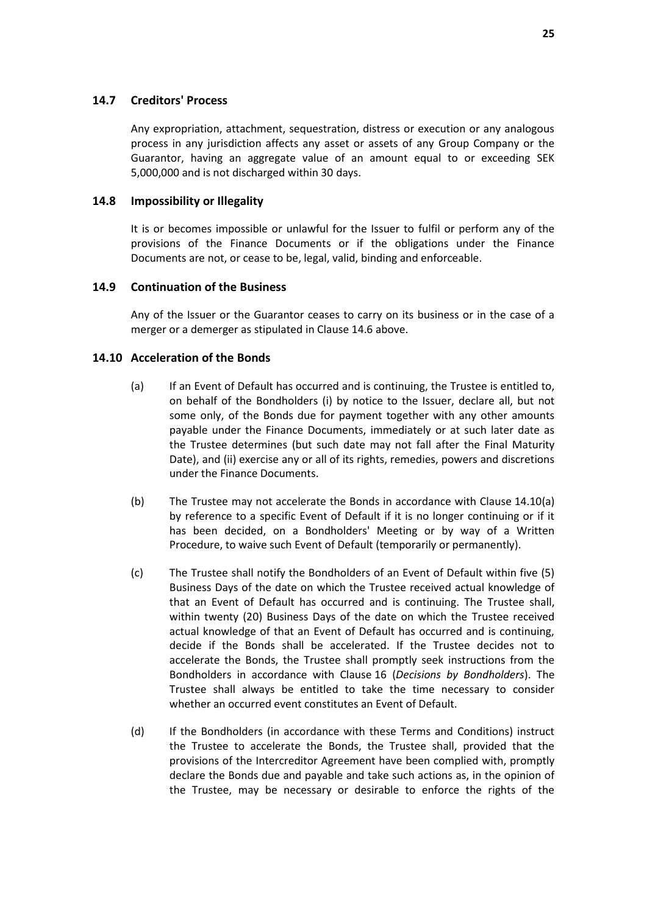### 14.7 Creditors' Process

Any expropriation, attachment, sequestration, distress or execution or any analogous process in any jurisdiction affects any asset or assets of any Group Company or the Guarantor, having an aggregate value of an amount equal to or exceeding SEK 5,000,000 and is not discharged within 30 days.

### 14.8 Impossibility or Illegality

It is or becomes impossible or unlawful for the Issuer to fulfil or perform any of the provisions of the Finance Documents or if the obligations under the Finance Documents are not, or cease to be, legal, valid, binding and enforceable.

### 14.9 Continuation of the Business

Any of the Issuer or the Guarantor ceases to carry on its business or in the case of a merger or a demerger as stipulated in Clause 14.6 above.

### 14.10 Acceleration of the Bonds

(a) If an Event of Default has occurred and is continuing, the Trustee is entitled to, on behalf of the Bondholders (i) by notice to the Issuer, declare all, but not some only, of the Bonds due for payment together with any other amounts payable under the Finance Documents, immediately or at such later date as the Trustee determines (but such date may not fall after the Final Maturity Date), and (ii) exercise any or all of its rights, remedies, powers and discretions under the Finance Documents.

(b) The Trustee may not accelerate the Bonds in accordance with Clause 14.10(a) by reference to a specific Event of Default if it is no longer continuing or if it has been decided, on a Bondholders' Meeting or by way of a Written Procedure, to waive such Event of Default (temporarily or permanently).

(c) The Trustee shall notify the Bondholders of an Event of Default within five (5) Business Days of the date on which the Trustee received actual knowledge of that an Event of Default has occurred and is continuing. The Trustee shall, within twenty (20) Business Days of the date on which the Trustee received actual knowledge of that an Event of Default has occurred and is continuing, decide if the Bonds shall be accelerated. If the Trustee decides not to accelerate the Bonds, the Trustee shall promptly seek instructions from the Bondholders in accordance with Clause 16 (*Decisions by Bondholders*). The Trustee shall always be entitled to take the time necessary to consider whether an occurred event constitutes an Event of Default.

(d) If the Bondholders (in accordance with these Terms and Conditions) instruct the Trustee to accelerate the Bonds, the Trustee shall, provided that the provisions of the Intercreditor Agreement have been complied with, promptly declare the Bonds due and payable and take such actions as, in the opinion of the Trustee, may be necessary or desirable to enforce the rights of the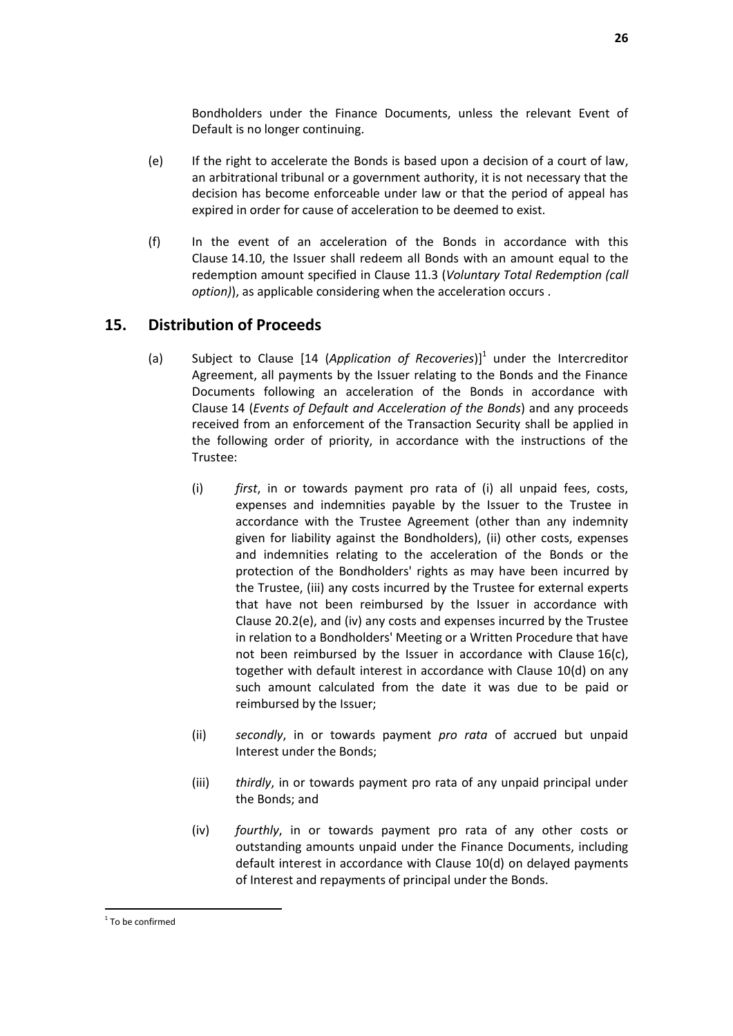Bondholders under the Finance Documents, unless the relevant Event of Default is no longer continuing.

(e) If the right to accelerate the Bonds is based upon a decision of a court of law, an arbitrational tribunal or a government authority, it is not necessary that the decision has become enforceable under law or that the period of appeal has expired in order for cause of acceleration to be deemed to exist.

(f) In the event of an acceleration of the Bonds in accordance with this Clause 14.10, the Issuer shall redeem all Bonds with an amount equal to the redemption amount specified in Clause 11.3 (*Voluntary Total Redemption (call option)*), as applicable considering when the acceleration occurs .

## 15. Distribution of Proceeds

(a) Subject to Clause [14 (*Application of Recoveries*)][1] under the Intercreditor Agreement, all payments by the Issuer relating to the Bonds and the Finance Documents following an acceleration of the Bonds in accordance with Clause 14 (*Events of Default and Acceleration of the Bonds*) and any proceeds received from an enforcement of the Transaction Security shall be applied in the following order of priority, in accordance with the instructions of the Trustee:

   (i) *first*, in or towards payment pro rata of (i) all unpaid fees, costs, expenses and indemnities payable by the Issuer to the Trustee in accordance with the Trustee Agreement (other than any indemnity given for liability against the Bondholders), (ii) other costs, expenses and indemnities relating to the acceleration of the Bonds or the protection of the Bondholders' rights as may have been incurred by the Trustee, (iii) any costs incurred by the Trustee for external experts that have not been reimbursed by the Issuer in accordance with Clause 20.2(e), and (iv) any costs and expenses incurred by the Trustee in relation to a Bondholders' Meeting or a Written Procedure that have not been reimbursed by the Issuer in accordance with Clause 16(c), together with default interest in accordance with Clause 10(d) on any such amount calculated from the date it was due to be paid or reimbursed by the Issuer;

   (ii) *secondly*, in or towards payment *pro rata* of accrued but unpaid Interest under the Bonds;

   (iii) *thirdly*, in or towards payment pro rata of any unpaid principal under the Bonds; and

   (iv) *fourthly*, in or towards payment pro rata of any other costs or outstanding amounts unpaid under the Finance Documents, including default interest in accordance with Clause 10(d) on delayed payments of Interest and repayments of principal under the Bonds.

[1] To be confirmed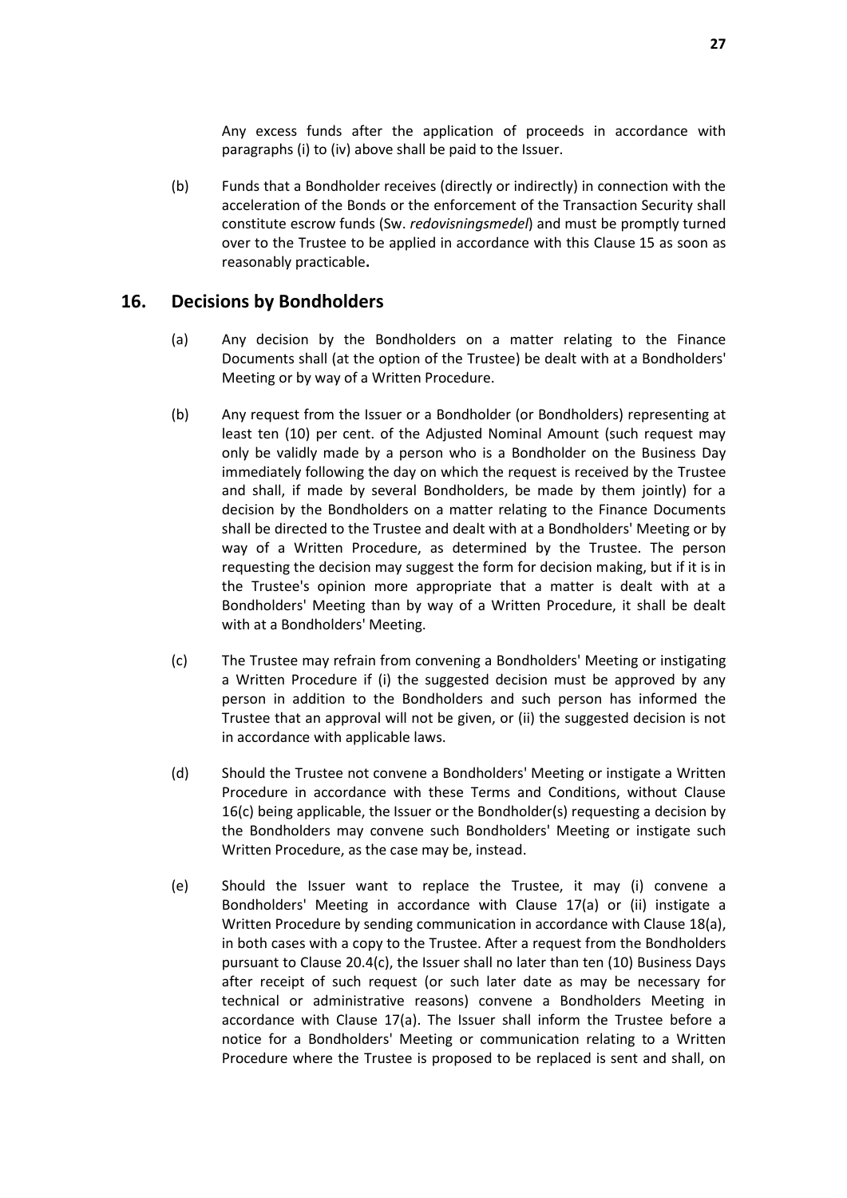Any excess funds after the application of proceeds in accordance with paragraphs (i) to (iv) above shall be paid to the Issuer.

(b) Funds that a Bondholder receives (directly or indirectly) in connection with the acceleration of the Bonds or the enforcement of the Transaction Security shall constitute escrow funds (Sw. *redovisningsmedel*) and must be promptly turned over to the Trustee to be applied in accordance with this Clause 15 as soon as reasonably practicable**.**

## 16. Decisions by Bondholders

(a) Any decision by the Bondholders on a matter relating to the Finance Documents shall (at the option of the Trustee) be dealt with at a Bondholders' Meeting or by way of a Written Procedure.

(b) Any request from the Issuer or a Bondholder (or Bondholders) representing at least ten (10) per cent. of the Adjusted Nominal Amount (such request may only be validly made by a person who is a Bondholder on the Business Day immediately following the day on which the request is received by the Trustee and shall, if made by several Bondholders, be made by them jointly) for a decision by the Bondholders on a matter relating to the Finance Documents shall be directed to the Trustee and dealt with at a Bondholders' Meeting or by way of a Written Procedure, as determined by the Trustee. The person requesting the decision may suggest the form for decision making, but if it is in the Trustee's opinion more appropriate that a matter is dealt with at a Bondholders' Meeting than by way of a Written Procedure, it shall be dealt with at a Bondholders' Meeting.

(c) The Trustee may refrain from convening a Bondholders' Meeting or instigating a Written Procedure if (i) the suggested decision must be approved by any person in addition to the Bondholders and such person has informed the Trustee that an approval will not be given, or (ii) the suggested decision is not in accordance with applicable laws.

(d) Should the Trustee not convene a Bondholders' Meeting or instigate a Written Procedure in accordance with these Terms and Conditions, without Clause 16(c) being applicable, the Issuer or the Bondholder(s) requesting a decision by the Bondholders may convene such Bondholders' Meeting or instigate such Written Procedure, as the case may be, instead.

(e) Should the Issuer want to replace the Trustee, it may (i) convene a Bondholders' Meeting in accordance with Clause 17(a) or (ii) instigate a Written Procedure by sending communication in accordance with Clause 18(a), in both cases with a copy to the Trustee. After a request from the Bondholders pursuant to Clause 20.4(c), the Issuer shall no later than ten (10) Business Days after receipt of such request (or such later date as may be necessary for technical or administrative reasons) convene a Bondholders Meeting in accordance with Clause 17(a). The Issuer shall inform the Trustee before a notice for a Bondholders' Meeting or communication relating to a Written Procedure where the Trustee is proposed to be replaced is sent and shall, on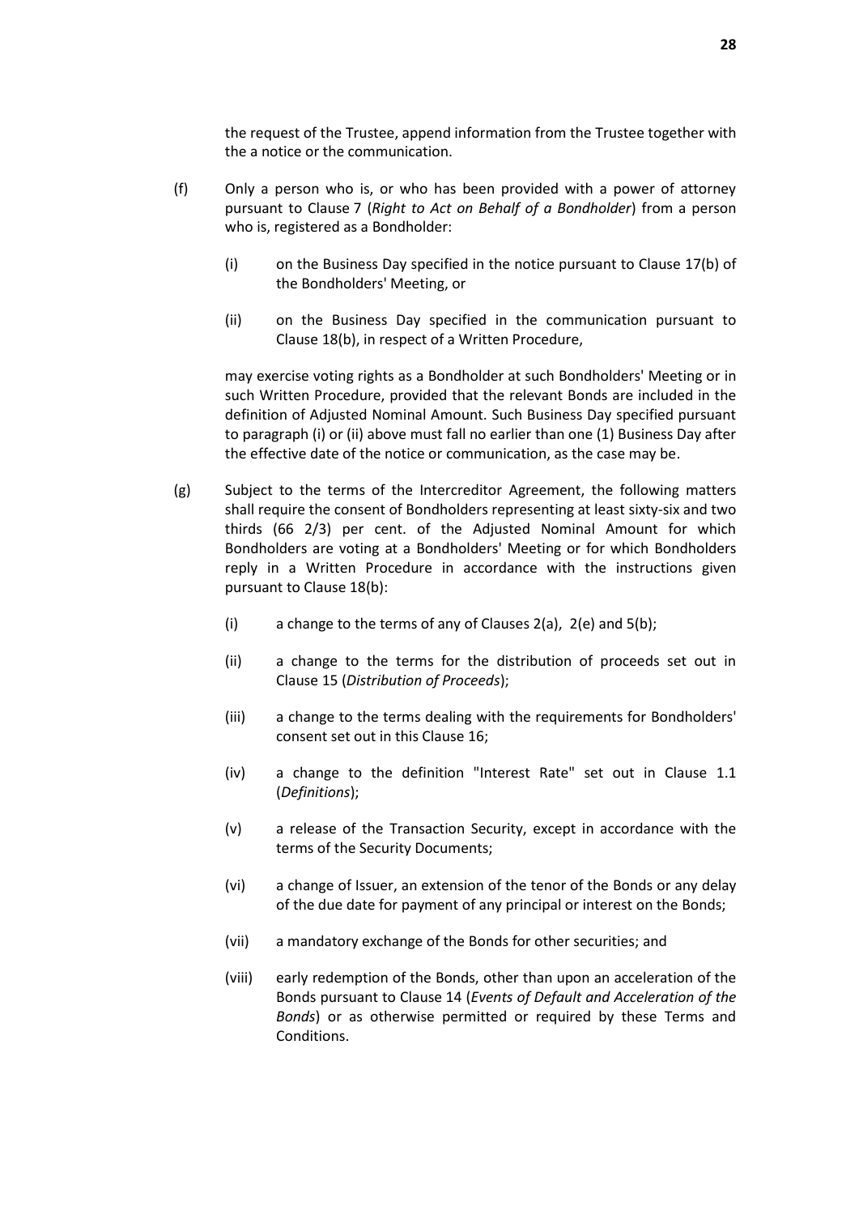the request of the Trustee, append information from the Trustee together with the a notice or the communication.

(f) Only a person who is, or who has been provided with a power of attorney pursuant to Clause 7 (*Right to Act on Behalf of a Bondholder*) from a person who is, registered as a Bondholder:

  (i) on the Business Day specified in the notice pursuant to Clause 17(b) of the Bondholders' Meeting, or

  (ii) on the Business Day specified in the communication pursuant to Clause 18(b), in respect of a Written Procedure,

may exercise voting rights as a Bondholder at such Bondholders' Meeting or in such Written Procedure, provided that the relevant Bonds are included in the definition of Adjusted Nominal Amount. Such Business Day specified pursuant to paragraph (i) or (ii) above must fall no earlier than one (1) Business Day after the effective date of the notice or communication, as the case may be.

(g) Subject to the terms of the Intercreditor Agreement, the following matters shall require the consent of Bondholders representing at least sixty-six and two thirds (66 2/3) per cent. of the Adjusted Nominal Amount for which Bondholders are voting at a Bondholders' Meeting or for which Bondholders reply in a Written Procedure in accordance with the instructions given pursuant to Clause 18(b):

  (i) a change to the terms of any of Clauses 2(a), 2(e) and 5(b);

  (ii) a change to the terms for the distribution of proceeds set out in Clause 15 (*Distribution of Proceeds*);

  (iii) a change to the terms dealing with the requirements for Bondholders' consent set out in this Clause 16;

  (iv) a change to the definition "Interest Rate" set out in Clause 1.1 (*Definitions*);

  (v) a release of the Transaction Security, except in accordance with the terms of the Security Documents;

  (vi) a change of Issuer, an extension of the tenor of the Bonds or any delay of the due date for payment of any principal or interest on the Bonds;

  (vii) a mandatory exchange of the Bonds for other securities; and

  (viii) early redemption of the Bonds, other than upon an acceleration of the Bonds pursuant to Clause 14 (*Events of Default and Acceleration of the Bonds*) or as otherwise permitted or required by these Terms and Conditions.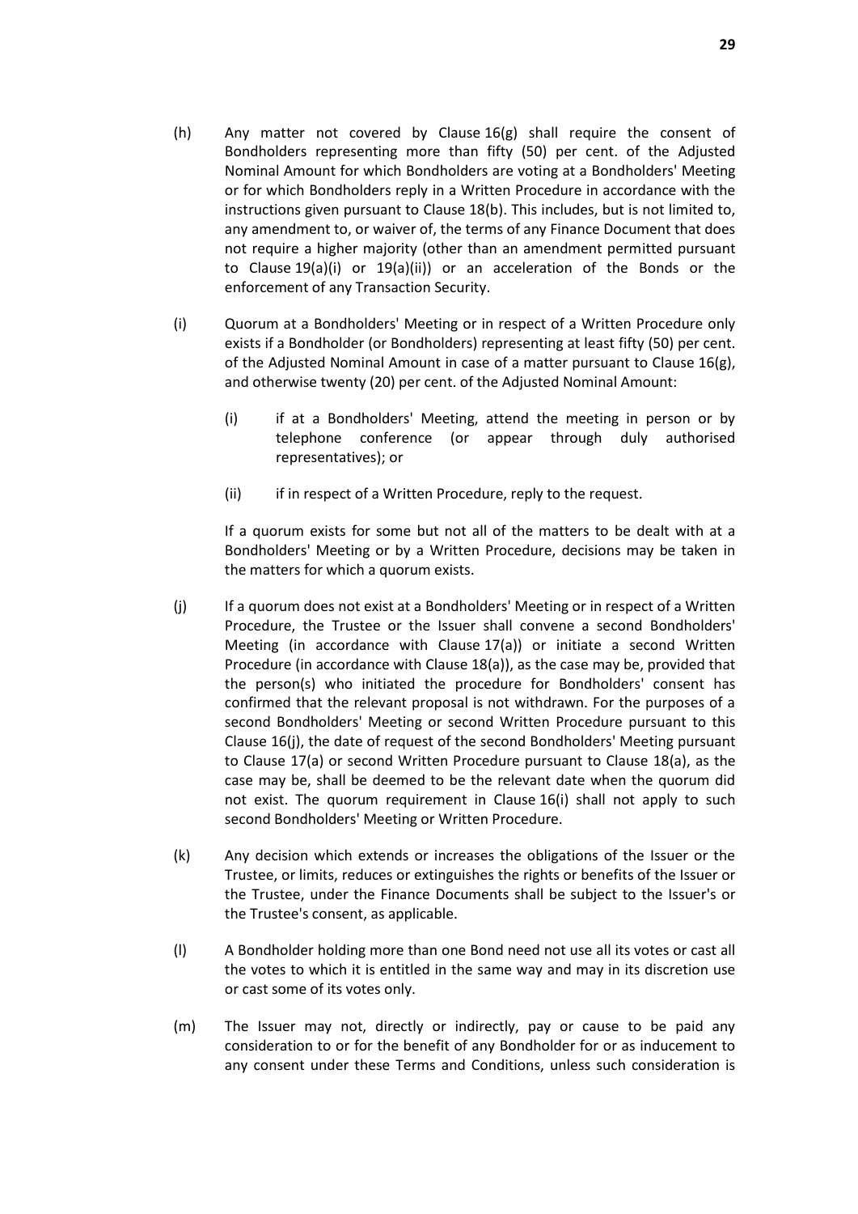(h) Any matter not covered by Clause 16(g) shall require the consent of Bondholders representing more than fifty (50) per cent. of the Adjusted Nominal Amount for which Bondholders are voting at a Bondholders' Meeting or for which Bondholders reply in a Written Procedure in accordance with the instructions given pursuant to Clause 18(b). This includes, but is not limited to, any amendment to, or waiver of, the terms of any Finance Document that does not require a higher majority (other than an amendment permitted pursuant to Clause 19(a)(i) or 19(a)(ii)) or an acceleration of the Bonds or the enforcement of any Transaction Security.

(i) Quorum at a Bondholders' Meeting or in respect of a Written Procedure only exists if a Bondholder (or Bondholders) representing at least fifty (50) per cent. of the Adjusted Nominal Amount in case of a matter pursuant to Clause 16(g), and otherwise twenty (20) per cent. of the Adjusted Nominal Amount:

   (i) if at a Bondholders' Meeting, attend the meeting in person or by telephone conference (or appear through duly authorised representatives); or

   (ii) if in respect of a Written Procedure, reply to the request.

   If a quorum exists for some but not all of the matters to be dealt with at a Bondholders' Meeting or by a Written Procedure, decisions may be taken in the matters for which a quorum exists.

(j) If a quorum does not exist at a Bondholders' Meeting or in respect of a Written Procedure, the Trustee or the Issuer shall convene a second Bondholders' Meeting (in accordance with Clause 17(a)) or initiate a second Written Procedure (in accordance with Clause 18(a)), as the case may be, provided that the person(s) who initiated the procedure for Bondholders' consent has confirmed that the relevant proposal is not withdrawn. For the purposes of a second Bondholders' Meeting or second Written Procedure pursuant to this Clause 16(j), the date of request of the second Bondholders' Meeting pursuant to Clause 17(a) or second Written Procedure pursuant to Clause 18(a), as the case may be, shall be deemed to be the relevant date when the quorum did not exist. The quorum requirement in Clause 16(i) shall not apply to such second Bondholders' Meeting or Written Procedure.

(k) Any decision which extends or increases the obligations of the Issuer or the Trustee, or limits, reduces or extinguishes the rights or benefits of the Issuer or the Trustee, under the Finance Documents shall be subject to the Issuer's or the Trustee's consent, as applicable.

(l) A Bondholder holding more than one Bond need not use all its votes or cast all the votes to which it is entitled in the same way and may in its discretion use or cast some of its votes only.

(m) The Issuer may not, directly or indirectly, pay or cause to be paid any consideration to or for the benefit of any Bondholder for or as inducement to any consent under these Terms and Conditions, unless such consideration is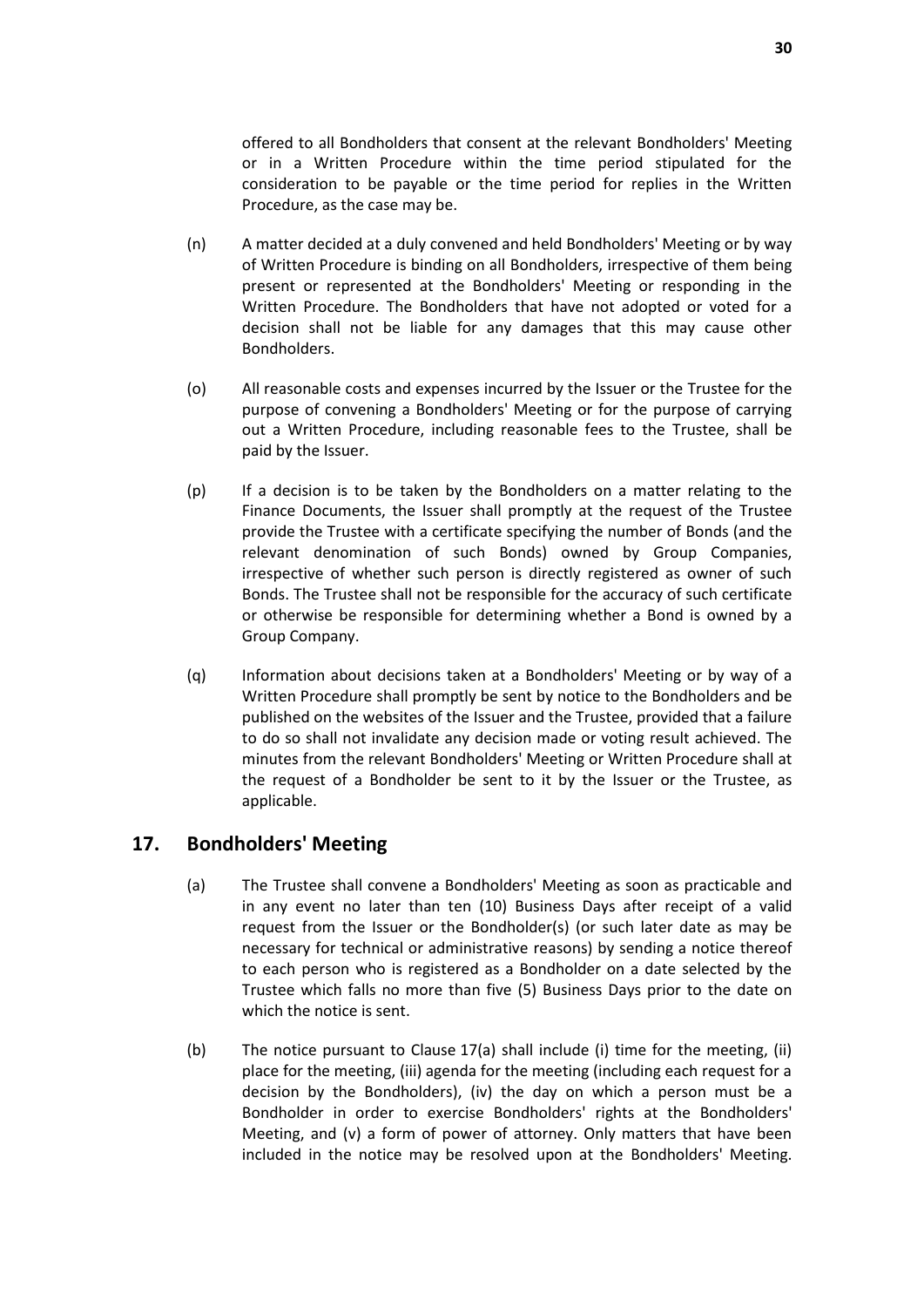offered to all Bondholders that consent at the relevant Bondholders' Meeting or in a Written Procedure within the time period stipulated for the consideration to be payable or the time period for replies in the Written Procedure, as the case may be.

(n) A matter decided at a duly convened and held Bondholders' Meeting or by way of Written Procedure is binding on all Bondholders, irrespective of them being present or represented at the Bondholders' Meeting or responding in the Written Procedure. The Bondholders that have not adopted or voted for a decision shall not be liable for any damages that this may cause other Bondholders.

(o) All reasonable costs and expenses incurred by the Issuer or the Trustee for the purpose of convening a Bondholders' Meeting or for the purpose of carrying out a Written Procedure, including reasonable fees to the Trustee, shall be paid by the Issuer.

(p) If a decision is to be taken by the Bondholders on a matter relating to the Finance Documents, the Issuer shall promptly at the request of the Trustee provide the Trustee with a certificate specifying the number of Bonds (and the relevant denomination of such Bonds) owned by Group Companies, irrespective of whether such person is directly registered as owner of such Bonds. The Trustee shall not be responsible for the accuracy of such certificate or otherwise be responsible for determining whether a Bond is owned by a Group Company.

(q) Information about decisions taken at a Bondholders' Meeting or by way of a Written Procedure shall promptly be sent by notice to the Bondholders and be published on the websites of the Issuer and the Trustee, provided that a failure to do so shall not invalidate any decision made or voting result achieved. The minutes from the relevant Bondholders' Meeting or Written Procedure shall at the request of a Bondholder be sent to it by the Issuer or the Trustee, as applicable.

## 17. Bondholders' Meeting

(a) The Trustee shall convene a Bondholders' Meeting as soon as practicable and in any event no later than ten (10) Business Days after receipt of a valid request from the Issuer or the Bondholder(s) (or such later date as may be necessary for technical or administrative reasons) by sending a notice thereof to each person who is registered as a Bondholder on a date selected by the Trustee which falls no more than five (5) Business Days prior to the date on which the notice is sent.

(b) The notice pursuant to Clause 17(a) shall include (i) time for the meeting, (ii) place for the meeting, (iii) agenda for the meeting (including each request for a decision by the Bondholders), (iv) the day on which a person must be a Bondholder in order to exercise Bondholders' rights at the Bondholders' Meeting, and (v) a form of power of attorney. Only matters that have been included in the notice may be resolved upon at the Bondholders' Meeting.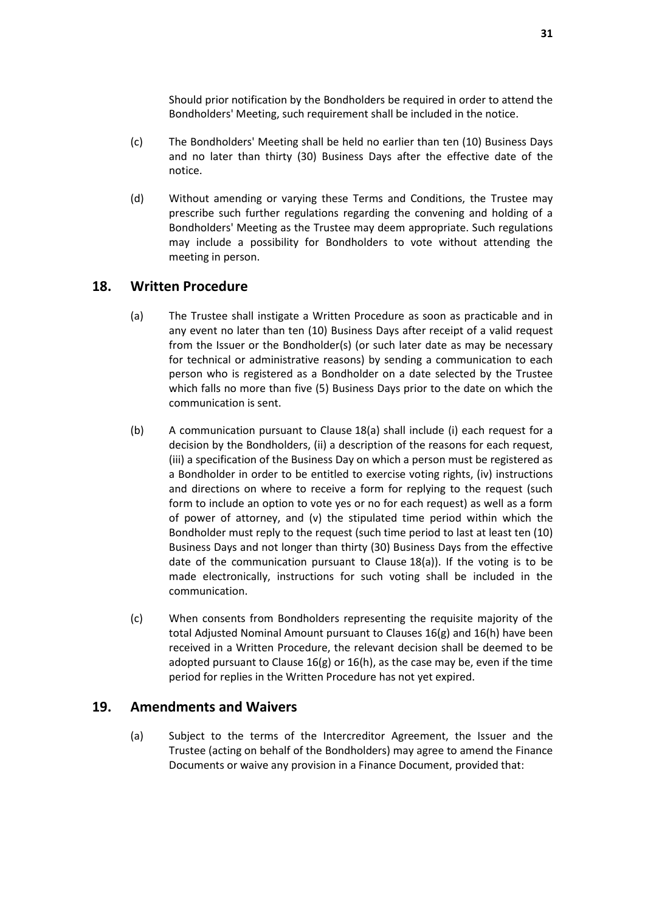Should prior notification by the Bondholders be required in order to attend the Bondholders' Meeting, such requirement shall be included in the notice.

(c) The Bondholders' Meeting shall be held no earlier than ten (10) Business Days and no later than thirty (30) Business Days after the effective date of the notice.

(d) Without amending or varying these Terms and Conditions, the Trustee may prescribe such further regulations regarding the convening and holding of a Bondholders' Meeting as the Trustee may deem appropriate. Such regulations may include a possibility for Bondholders to vote without attending the meeting in person.

## 18. Written Procedure

(a) The Trustee shall instigate a Written Procedure as soon as practicable and in any event no later than ten (10) Business Days after receipt of a valid request from the Issuer or the Bondholder(s) (or such later date as may be necessary for technical or administrative reasons) by sending a communication to each person who is registered as a Bondholder on a date selected by the Trustee which falls no more than five (5) Business Days prior to the date on which the communication is sent.

(b) A communication pursuant to Clause 18(a) shall include (i) each request for a decision by the Bondholders, (ii) a description of the reasons for each request, (iii) a specification of the Business Day on which a person must be registered as a Bondholder in order to be entitled to exercise voting rights, (iv) instructions and directions on where to receive a form for replying to the request (such form to include an option to vote yes or no for each request) as well as a form of power of attorney, and (v) the stipulated time period within which the Bondholder must reply to the request (such time period to last at least ten (10) Business Days and not longer than thirty (30) Business Days from the effective date of the communication pursuant to Clause 18(a)). If the voting is to be made electronically, instructions for such voting shall be included in the communication.

(c) When consents from Bondholders representing the requisite majority of the total Adjusted Nominal Amount pursuant to Clauses 16(g) and 16(h) have been received in a Written Procedure, the relevant decision shall be deemed to be adopted pursuant to Clause 16(g) or 16(h), as the case may be, even if the time period for replies in the Written Procedure has not yet expired.

## 19. Amendments and Waivers

(a) Subject to the terms of the Intercreditor Agreement, the Issuer and the Trustee (acting on behalf of the Bondholders) may agree to amend the Finance Documents or waive any provision in a Finance Document, provided that: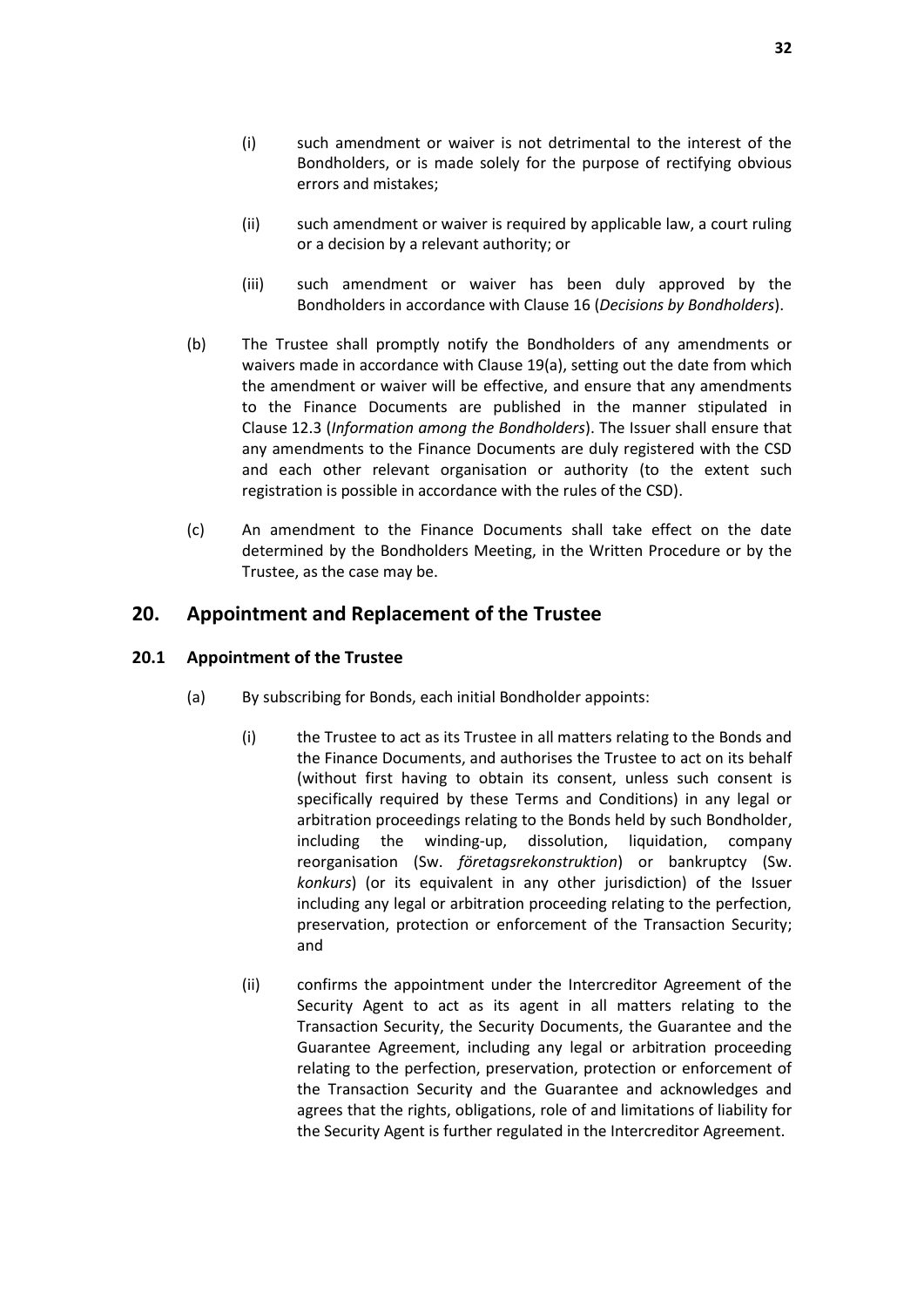(i) such amendment or waiver is not detrimental to the interest of the Bondholders, or is made solely for the purpose of rectifying obvious errors and mistakes;

(ii) such amendment or waiver is required by applicable law, a court ruling or a decision by a relevant authority; or

(iii) such amendment or waiver has been duly approved by the Bondholders in accordance with Clause 16 (*Decisions by Bondholders*).

(b) The Trustee shall promptly notify the Bondholders of any amendments or waivers made in accordance with Clause 19(a), setting out the date from which the amendment or waiver will be effective, and ensure that any amendments to the Finance Documents are published in the manner stipulated in Clause 12.3 (*Information among the Bondholders*). The Issuer shall ensure that any amendments to the Finance Documents are duly registered with the CSD and each other relevant organisation or authority (to the extent such registration is possible in accordance with the rules of the CSD).

(c) An amendment to the Finance Documents shall take effect on the date determined by the Bondholders Meeting, in the Written Procedure or by the Trustee, as the case may be.

## 20. Appointment and Replacement of the Trustee

### 20.1 Appointment of the Trustee

(a) By subscribing for Bonds, each initial Bondholder appoints:

(i) the Trustee to act as its Trustee in all matters relating to the Bonds and the Finance Documents, and authorises the Trustee to act on its behalf (without first having to obtain its consent, unless such consent is specifically required by these Terms and Conditions) in any legal or arbitration proceedings relating to the Bonds held by such Bondholder, including the winding-up, dissolution, liquidation, company reorganisation (Sw. *företagsrekonstruktion*) or bankruptcy (Sw. *konkurs*) (or its equivalent in any other jurisdiction) of the Issuer including any legal or arbitration proceeding relating to the perfection, preservation, protection or enforcement of the Transaction Security; and

(ii) confirms the appointment under the Intercreditor Agreement of the Security Agent to act as its agent in all matters relating to the Transaction Security, the Security Documents, the Guarantee and the Guarantee Agreement, including any legal or arbitration proceeding relating to the perfection, preservation, protection or enforcement of the Transaction Security and the Guarantee and acknowledges and agrees that the rights, obligations, role of and limitations of liability for the Security Agent is further regulated in the Intercreditor Agreement.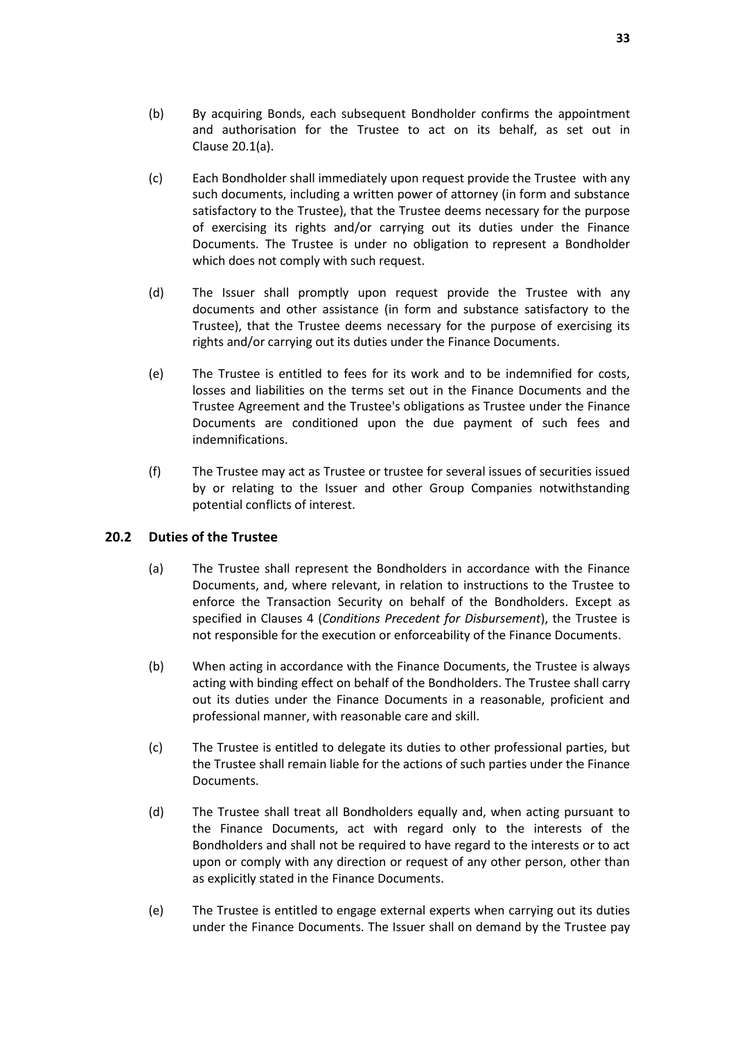(b) By acquiring Bonds, each subsequent Bondholder confirms the appointment and authorisation for the Trustee to act on its behalf, as set out in Clause 20.1(a).

(c) Each Bondholder shall immediately upon request provide the Trustee with any such documents, including a written power of attorney (in form and substance satisfactory to the Trustee), that the Trustee deems necessary for the purpose of exercising its rights and/or carrying out its duties under the Finance Documents. The Trustee is under no obligation to represent a Bondholder which does not comply with such request.

(d) The Issuer shall promptly upon request provide the Trustee with any documents and other assistance (in form and substance satisfactory to the Trustee), that the Trustee deems necessary for the purpose of exercising its rights and/or carrying out its duties under the Finance Documents.

(e) The Trustee is entitled to fees for its work and to be indemnified for costs, losses and liabilities on the terms set out in the Finance Documents and the Trustee Agreement and the Trustee's obligations as Trustee under the Finance Documents are conditioned upon the due payment of such fees and indemnifications.

(f) The Trustee may act as Trustee or trustee for several issues of securities issued by or relating to the Issuer and other Group Companies notwithstanding potential conflicts of interest.

### 20.2 Duties of the Trustee

(a) The Trustee shall represent the Bondholders in accordance with the Finance Documents, and, where relevant, in relation to instructions to the Trustee to enforce the Transaction Security on behalf of the Bondholders. Except as specified in Clauses 4 (*Conditions Precedent for Disbursement*), the Trustee is not responsible for the execution or enforceability of the Finance Documents.

(b) When acting in accordance with the Finance Documents, the Trustee is always acting with binding effect on behalf of the Bondholders. The Trustee shall carry out its duties under the Finance Documents in a reasonable, proficient and professional manner, with reasonable care and skill.

(c) The Trustee is entitled to delegate its duties to other professional parties, but the Trustee shall remain liable for the actions of such parties under the Finance Documents.

(d) The Trustee shall treat all Bondholders equally and, when acting pursuant to the Finance Documents, act with regard only to the interests of the Bondholders and shall not be required to have regard to the interests or to act upon or comply with any direction or request of any other person, other than as explicitly stated in the Finance Documents.

(e) The Trustee is entitled to engage external experts when carrying out its duties under the Finance Documents. The Issuer shall on demand by the Trustee pay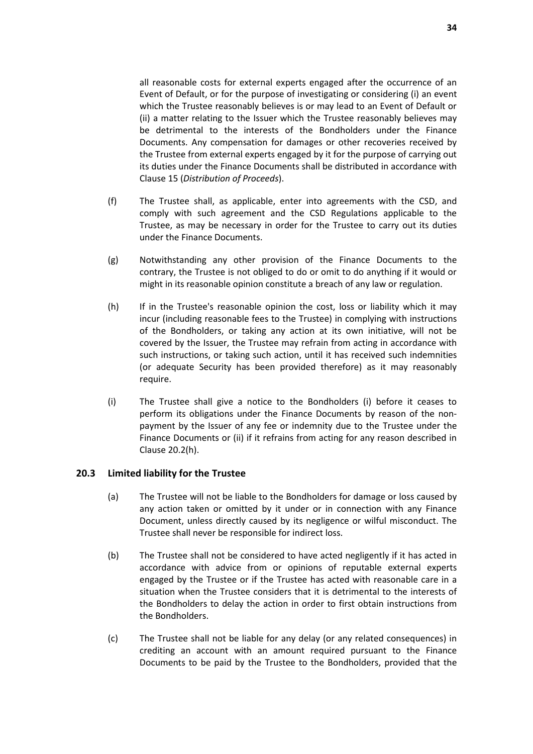all reasonable costs for external experts engaged after the occurrence of an Event of Default, or for the purpose of investigating or considering (i) an event which the Trustee reasonably believes is or may lead to an Event of Default or (ii) a matter relating to the Issuer which the Trustee reasonably believes may be detrimental to the interests of the Bondholders under the Finance Documents. Any compensation for damages or other recoveries received by the Trustee from external experts engaged by it for the purpose of carrying out its duties under the Finance Documents shall be distributed in accordance with Clause 15 (*Distribution of Proceeds*).

(f) The Trustee shall, as applicable, enter into agreements with the CSD, and comply with such agreement and the CSD Regulations applicable to the Trustee, as may be necessary in order for the Trustee to carry out its duties under the Finance Documents.

(g) Notwithstanding any other provision of the Finance Documents to the contrary, the Trustee is not obliged to do or omit to do anything if it would or might in its reasonable opinion constitute a breach of any law or regulation.

(h) If in the Trustee's reasonable opinion the cost, loss or liability which it may incur (including reasonable fees to the Trustee) in complying with instructions of the Bondholders, or taking any action at its own initiative, will not be covered by the Issuer, the Trustee may refrain from acting in accordance with such instructions, or taking such action, until it has received such indemnities (or adequate Security has been provided therefore) as it may reasonably require.

(i) The Trustee shall give a notice to the Bondholders (i) before it ceases to perform its obligations under the Finance Documents by reason of the non-payment by the Issuer of any fee or indemnity due to the Trustee under the Finance Documents or (ii) if it refrains from acting for any reason described in Clause 20.2(h).

### 20.3 Limited liability for the Trustee

(a) The Trustee will not be liable to the Bondholders for damage or loss caused by any action taken or omitted by it under or in connection with any Finance Document, unless directly caused by its negligence or wilful misconduct. The Trustee shall never be responsible for indirect loss.

(b) The Trustee shall not be considered to have acted negligently if it has acted in accordance with advice from or opinions of reputable external experts engaged by the Trustee or if the Trustee has acted with reasonable care in a situation when the Trustee considers that it is detrimental to the interests of the Bondholders to delay the action in order to first obtain instructions from the Bondholders.

(c) The Trustee shall not be liable for any delay (or any related consequences) in crediting an account with an amount required pursuant to the Finance Documents to be paid by the Trustee to the Bondholders, provided that the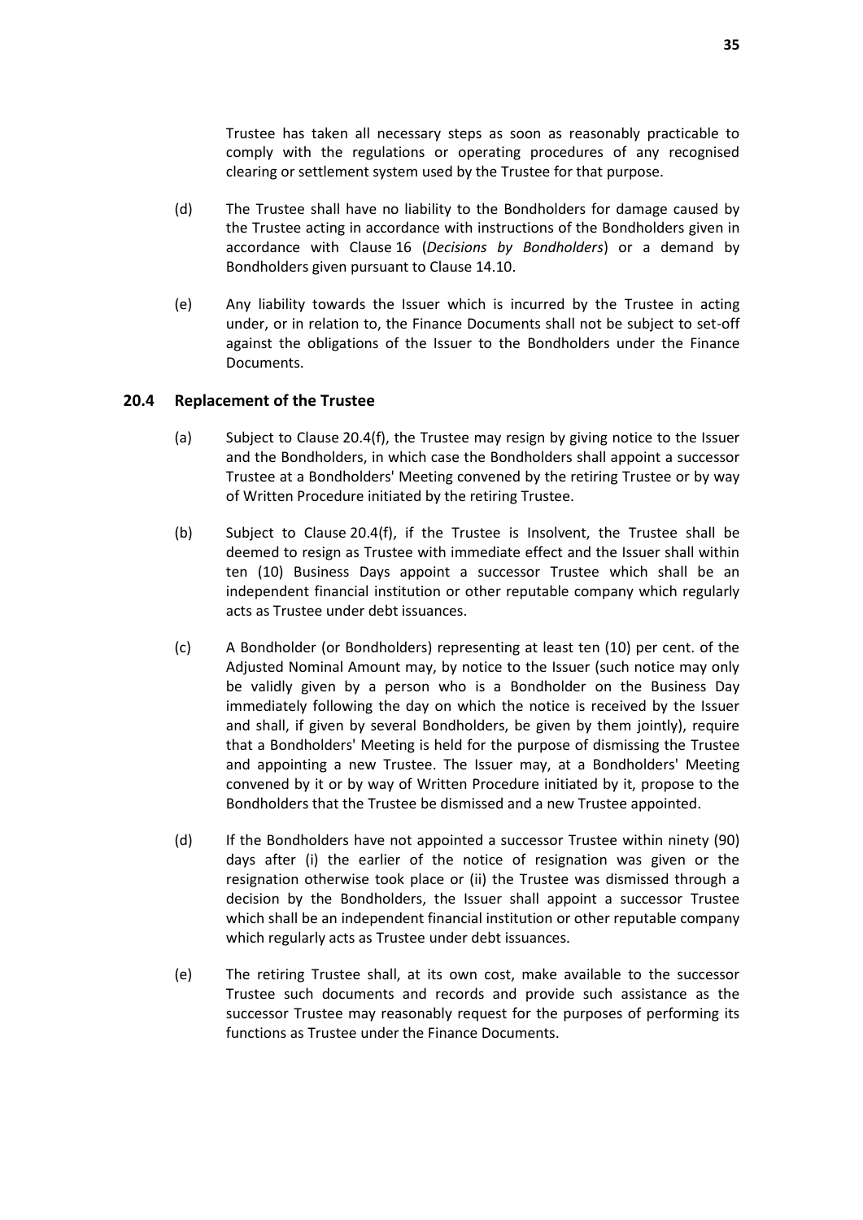Trustee has taken all necessary steps as soon as reasonably practicable to comply with the regulations or operating procedures of any recognised clearing or settlement system used by the Trustee for that purpose.

(d) The Trustee shall have no liability to the Bondholders for damage caused by the Trustee acting in accordance with instructions of the Bondholders given in accordance with Clause 16 (*Decisions by Bondholders*) or a demand by Bondholders given pursuant to Clause 14.10.

(e) Any liability towards the Issuer which is incurred by the Trustee in acting under, or in relation to, the Finance Documents shall not be subject to set-off against the obligations of the Issuer to the Bondholders under the Finance Documents.

### 20.4 Replacement of the Trustee

(a) Subject to Clause 20.4(f), the Trustee may resign by giving notice to the Issuer and the Bondholders, in which case the Bondholders shall appoint a successor Trustee at a Bondholders' Meeting convened by the retiring Trustee or by way of Written Procedure initiated by the retiring Trustee.

(b) Subject to Clause 20.4(f), if the Trustee is Insolvent, the Trustee shall be deemed to resign as Trustee with immediate effect and the Issuer shall within ten (10) Business Days appoint a successor Trustee which shall be an independent financial institution or other reputable company which regularly acts as Trustee under debt issuances.

(c) A Bondholder (or Bondholders) representing at least ten (10) per cent. of the Adjusted Nominal Amount may, by notice to the Issuer (such notice may only be validly given by a person who is a Bondholder on the Business Day immediately following the day on which the notice is received by the Issuer and shall, if given by several Bondholders, be given by them jointly), require that a Bondholders' Meeting is held for the purpose of dismissing the Trustee and appointing a new Trustee. The Issuer may, at a Bondholders' Meeting convened by it or by way of Written Procedure initiated by it, propose to the Bondholders that the Trustee be dismissed and a new Trustee appointed.

(d) If the Bondholders have not appointed a successor Trustee within ninety (90) days after (i) the earlier of the notice of resignation was given or the resignation otherwise took place or (ii) the Trustee was dismissed through a decision by the Bondholders, the Issuer shall appoint a successor Trustee which shall be an independent financial institution or other reputable company which regularly acts as Trustee under debt issuances.

(e) The retiring Trustee shall, at its own cost, make available to the successor Trustee such documents and records and provide such assistance as the successor Trustee may reasonably request for the purposes of performing its functions as Trustee under the Finance Documents.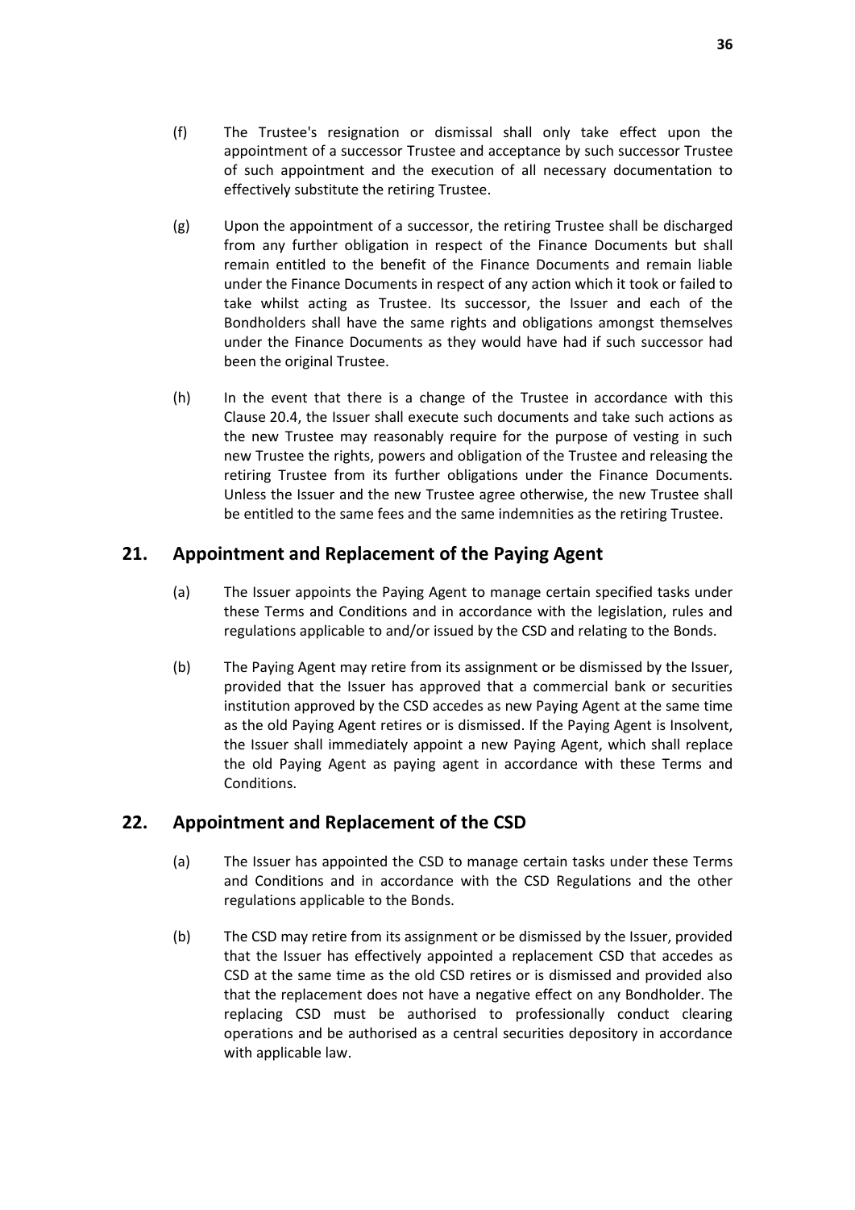(f) The Trustee's resignation or dismissal shall only take effect upon the appointment of a successor Trustee and acceptance by such successor Trustee of such appointment and the execution of all necessary documentation to effectively substitute the retiring Trustee.

(g) Upon the appointment of a successor, the retiring Trustee shall be discharged from any further obligation in respect of the Finance Documents but shall remain entitled to the benefit of the Finance Documents and remain liable under the Finance Documents in respect of any action which it took or failed to take whilst acting as Trustee. Its successor, the Issuer and each of the Bondholders shall have the same rights and obligations amongst themselves under the Finance Documents as they would have had if such successor had been the original Trustee.

(h) In the event that there is a change of the Trustee in accordance with this Clause 20.4, the Issuer shall execute such documents and take such actions as the new Trustee may reasonably require for the purpose of vesting in such new Trustee the rights, powers and obligation of the Trustee and releasing the retiring Trustee from its further obligations under the Finance Documents. Unless the Issuer and the new Trustee agree otherwise, the new Trustee shall be entitled to the same fees and the same indemnities as the retiring Trustee.

## 21. Appointment and Replacement of the Paying Agent

(a) The Issuer appoints the Paying Agent to manage certain specified tasks under these Terms and Conditions and in accordance with the legislation, rules and regulations applicable to and/or issued by the CSD and relating to the Bonds.

(b) The Paying Agent may retire from its assignment or be dismissed by the Issuer, provided that the Issuer has approved that a commercial bank or securities institution approved by the CSD accedes as new Paying Agent at the same time as the old Paying Agent retires or is dismissed. If the Paying Agent is Insolvent, the Issuer shall immediately appoint a new Paying Agent, which shall replace the old Paying Agent as paying agent in accordance with these Terms and Conditions.

## 22. Appointment and Replacement of the CSD

(a) The Issuer has appointed the CSD to manage certain tasks under these Terms and Conditions and in accordance with the CSD Regulations and the other regulations applicable to the Bonds.

(b) The CSD may retire from its assignment or be dismissed by the Issuer, provided that the Issuer has effectively appointed a replacement CSD that accedes as CSD at the same time as the old CSD retires or is dismissed and provided also that the replacement does not have a negative effect on any Bondholder. The replacing CSD must be authorised to professionally conduct clearing operations and be authorised as a central securities depository in accordance with applicable law.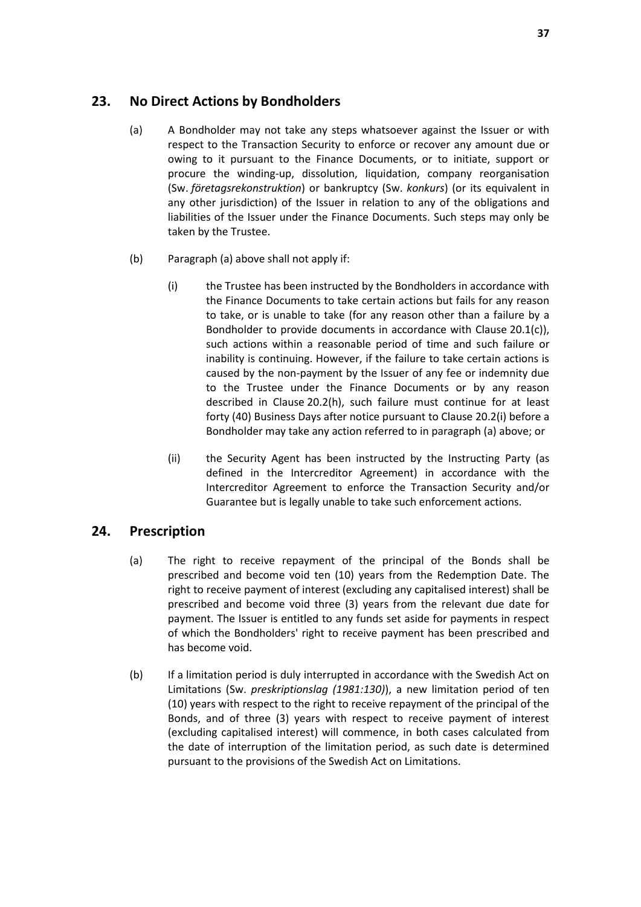## 23. No Direct Actions by Bondholders

(a) A Bondholder may not take any steps whatsoever against the Issuer or with respect to the Transaction Security to enforce or recover any amount due or owing to it pursuant to the Finance Documents, or to initiate, support or procure the winding-up, dissolution, liquidation, company reorganisation (Sw. *företagsrekonstruktion*) or bankruptcy (Sw. *konkurs*) (or its equivalent in any other jurisdiction) of the Issuer in relation to any of the obligations and liabilities of the Issuer under the Finance Documents. Such steps may only be taken by the Trustee.

(b) Paragraph (a) above shall not apply if:

(i) the Trustee has been instructed by the Bondholders in accordance with the Finance Documents to take certain actions but fails for any reason to take, or is unable to take (for any reason other than a failure by a Bondholder to provide documents in accordance with Clause 20.1(c)), such actions within a reasonable period of time and such failure or inability is continuing. However, if the failure to take certain actions is caused by the non-payment by the Issuer of any fee or indemnity due to the Trustee under the Finance Documents or by any reason described in Clause 20.2(h), such failure must continue for at least forty (40) Business Days after notice pursuant to Clause 20.2(i) before a Bondholder may take any action referred to in paragraph (a) above; or

(ii) the Security Agent has been instructed by the Instructing Party (as defined in the Intercreditor Agreement) in accordance with the Intercreditor Agreement to enforce the Transaction Security and/or Guarantee but is legally unable to take such enforcement actions.

## 24. Prescription

(a) The right to receive repayment of the principal of the Bonds shall be prescribed and become void ten (10) years from the Redemption Date. The right to receive payment of interest (excluding any capitalised interest) shall be prescribed and become void three (3) years from the relevant due date for payment. The Issuer is entitled to any funds set aside for payments in respect of which the Bondholders' right to receive payment has been prescribed and has become void.

(b) If a limitation period is duly interrupted in accordance with the Swedish Act on Limitations (Sw. *preskriptionslag (1981:130)*), a new limitation period of ten (10) years with respect to the right to receive repayment of the principal of the Bonds, and of three (3) years with respect to receive payment of interest (excluding capitalised interest) will commence, in both cases calculated from the date of interruption of the limitation period, as such date is determined pursuant to the provisions of the Swedish Act on Limitations.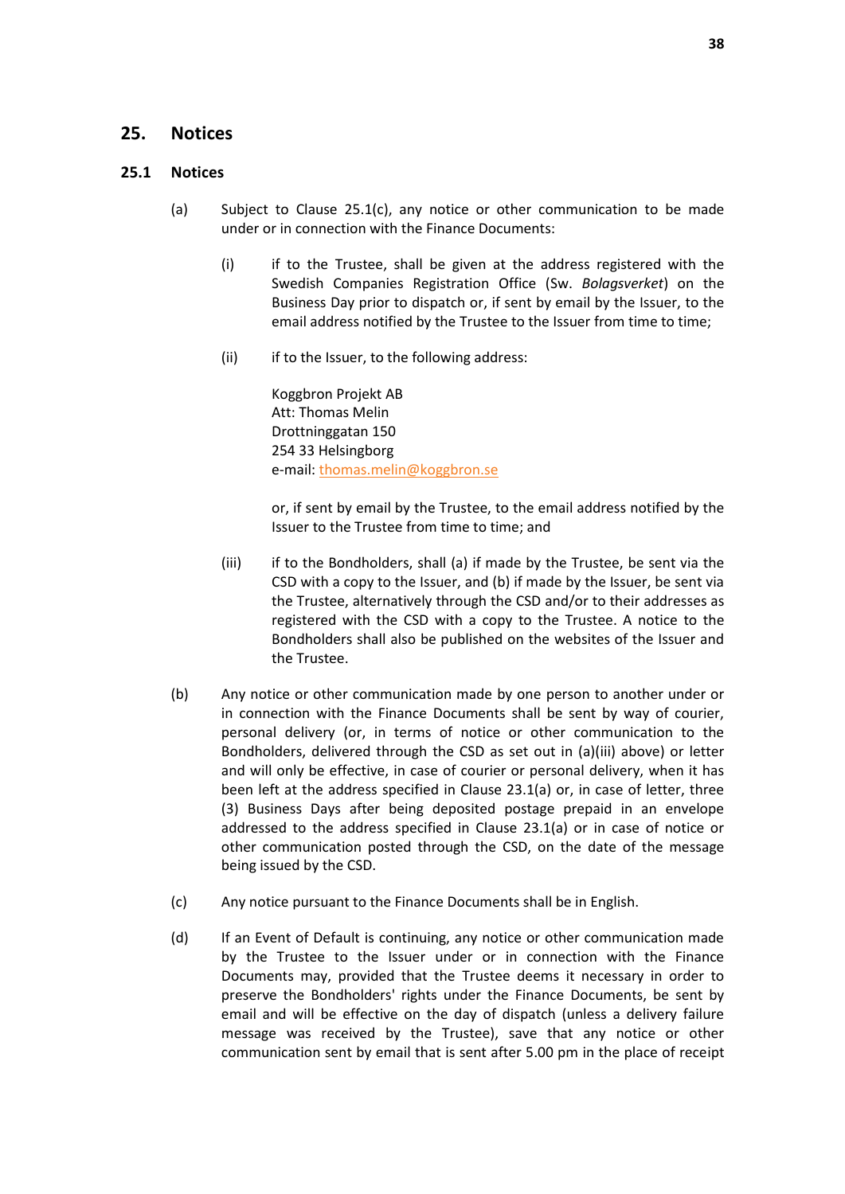## 25. Notices

### 25.1 Notices

(a) Subject to Clause 25.1(c), any notice or other communication to be made under or in connection with the Finance Documents:

(i) if to the Trustee, shall be given at the address registered with the Swedish Companies Registration Office (Sw. *Bolagsverket*) on the Business Day prior to dispatch or, if sent by email by the Issuer, to the email address notified by the Trustee to the Issuer from time to time;

(ii) if to the Issuer, to the following address:

Koggbron Projekt AB
Att: Thomas Melin
Drottninggatan 150
254 33 Helsingborg
e-mail: thomas.melin@koggbron.se

or, if sent by email by the Trustee, to the email address notified by the Issuer to the Trustee from time to time; and

(iii) if to the Bondholders, shall (a) if made by the Trustee, be sent via the CSD with a copy to the Issuer, and (b) if made by the Issuer, be sent via the Trustee, alternatively through the CSD and/or to their addresses as registered with the CSD with a copy to the Trustee. A notice to the Bondholders shall also be published on the websites of the Issuer and the Trustee.

(b) Any notice or other communication made by one person to another under or in connection with the Finance Documents shall be sent by way of courier, personal delivery (or, in terms of notice or other communication to the Bondholders, delivered through the CSD as set out in (a)(iii) above) or letter and will only be effective, in case of courier or personal delivery, when it has been left at the address specified in Clause 23.1(a) or, in case of letter, three (3) Business Days after being deposited postage prepaid in an envelope addressed to the address specified in Clause 23.1(a) or in case of notice or other communication posted through the CSD, on the date of the message being issued by the CSD.

(c) Any notice pursuant to the Finance Documents shall be in English.

(d) If an Event of Default is continuing, any notice or other communication made by the Trustee to the Issuer under or in connection with the Finance Documents may, provided that the Trustee deems it necessary in order to preserve the Bondholders' rights under the Finance Documents, be sent by email and will be effective on the day of dispatch (unless a delivery failure message was received by the Trustee), save that any notice or other communication sent by email that is sent after 5.00 pm in the place of receipt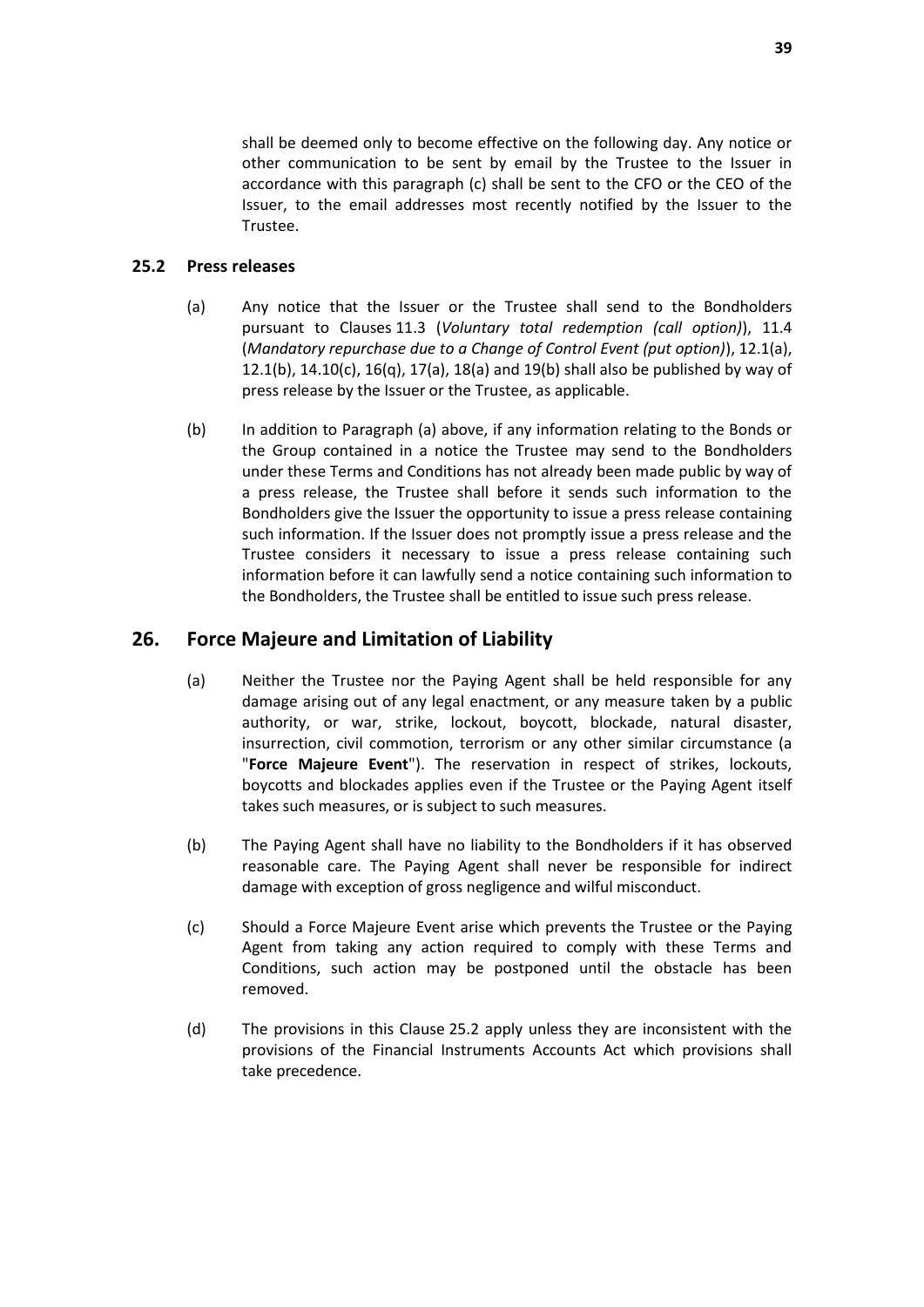shall be deemed only to become effective on the following day. Any notice or other communication to be sent by email by the Trustee to the Issuer in accordance with this paragraph (c) shall be sent to the CFO or the CEO of the Issuer, to the email addresses most recently notified by the Issuer to the Trustee.

### 25.2 Press releases

(a) Any notice that the Issuer or the Trustee shall send to the Bondholders pursuant to Clauses 11.3 (*Voluntary total redemption (call option)*), 11.4 (*Mandatory repurchase due to a Change of Control Event (put option)*), 12.1(a), 12.1(b), 14.10(c), 16(q), 17(a), 18(a) and 19(b) shall also be published by way of press release by the Issuer or the Trustee, as applicable.

(b) In addition to Paragraph (a) above, if any information relating to the Bonds or the Group contained in a notice the Trustee may send to the Bondholders under these Terms and Conditions has not already been made public by way of a press release, the Trustee shall before it sends such information to the Bondholders give the Issuer the opportunity to issue a press release containing such information. If the Issuer does not promptly issue a press release and the Trustee considers it necessary to issue a press release containing such information before it can lawfully send a notice containing such information to the Bondholders, the Trustee shall be entitled to issue such press release.

## 26. Force Majeure and Limitation of Liability

(a) Neither the Trustee nor the Paying Agent shall be held responsible for any damage arising out of any legal enactment, or any measure taken by a public authority, or war, strike, lockout, boycott, blockade, natural disaster, insurrection, civil commotion, terrorism or any other similar circumstance (a "**Force Majeure Event**"). The reservation in respect of strikes, lockouts, boycotts and blockades applies even if the Trustee or the Paying Agent itself takes such measures, or is subject to such measures.

(b) The Paying Agent shall have no liability to the Bondholders if it has observed reasonable care. The Paying Agent shall never be responsible for indirect damage with exception of gross negligence and wilful misconduct.

(c) Should a Force Majeure Event arise which prevents the Trustee or the Paying Agent from taking any action required to comply with these Terms and Conditions, such action may be postponed until the obstacle has been removed.

(d) The provisions in this Clause 25.2 apply unless they are inconsistent with the provisions of the Financial Instruments Accounts Act which provisions shall take precedence.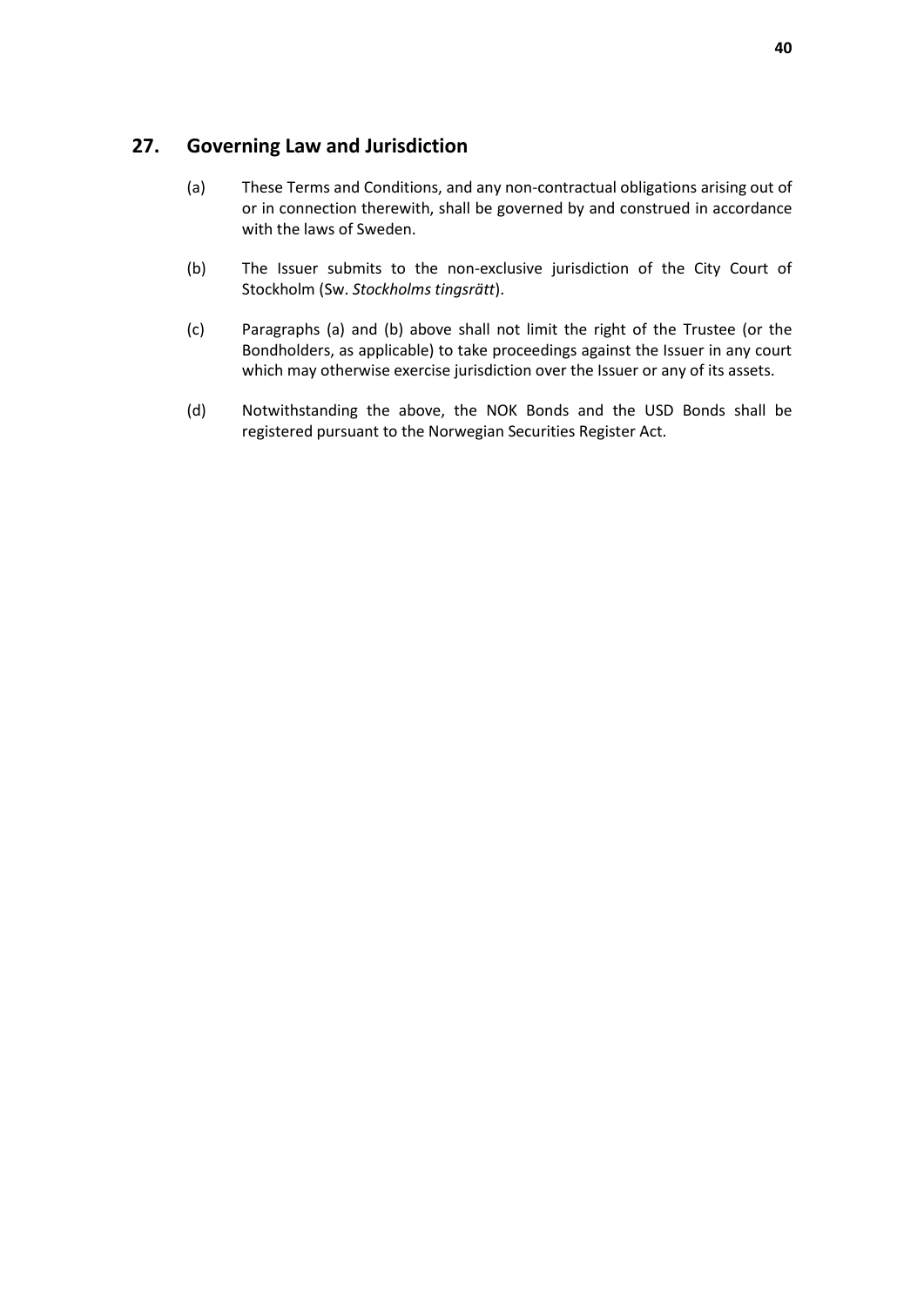## 27. Governing Law and Jurisdiction

(a) These Terms and Conditions, and any non-contractual obligations arising out of or in connection therewith, shall be governed by and construed in accordance with the laws of Sweden.

(b) The Issuer submits to the non-exclusive jurisdiction of the City Court of Stockholm (Sw. *Stockholms tingsrätt*).

(c) Paragraphs (a) and (b) above shall not limit the right of the Trustee (or the Bondholders, as applicable) to take proceedings against the Issuer in any court which may otherwise exercise jurisdiction over the Issuer or any of its assets.

(d) Notwithstanding the above, the NOK Bonds and the USD Bonds shall be registered pursuant to the Norwegian Securities Register Act.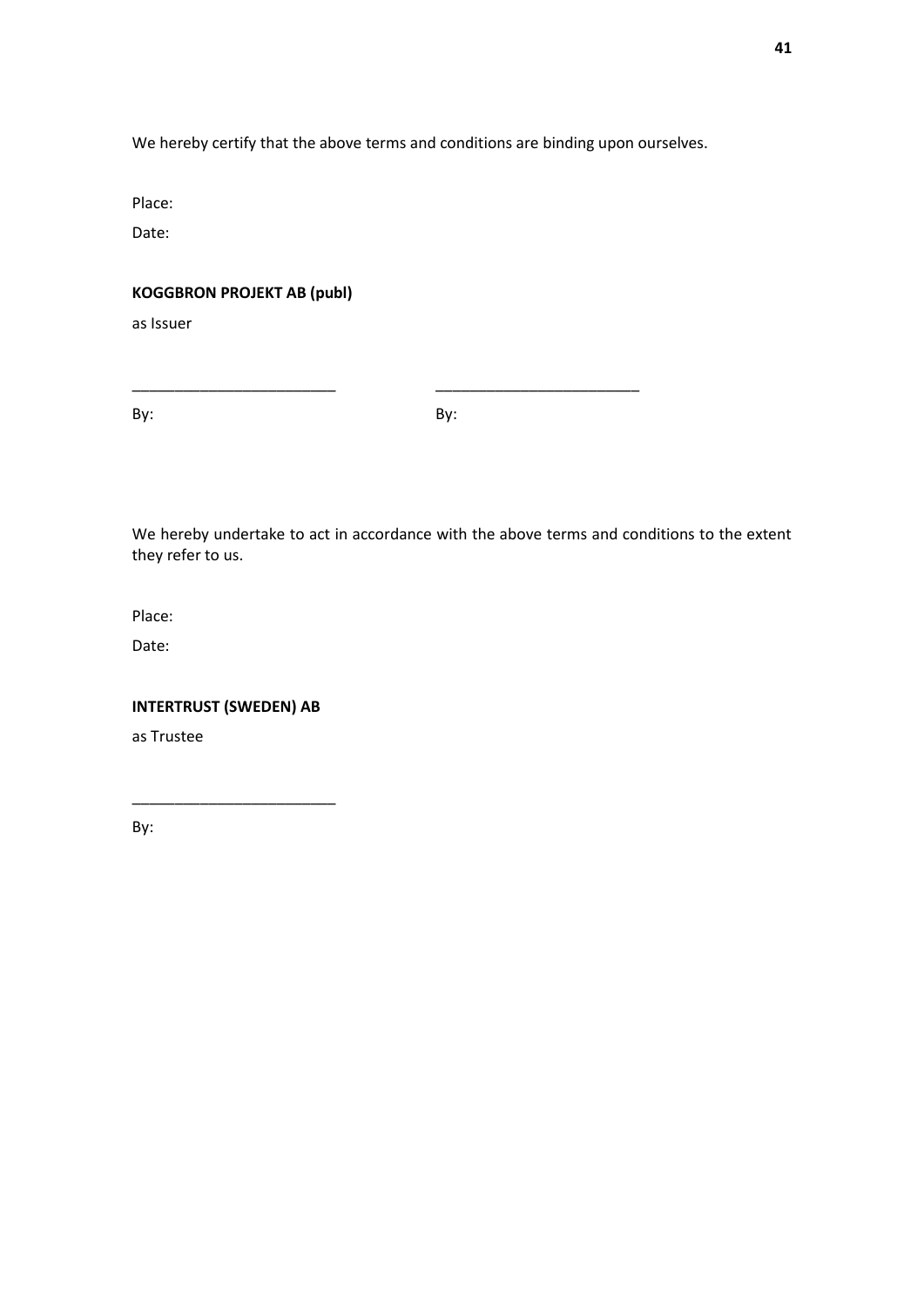We hereby certify that the above terms and conditions are binding upon ourselves.

Place:

Date:

**KOGGBRON PROJEKT AB (publ)**

as Issuer

_________________________ _________________________

By: By:

We hereby undertake to act in accordance with the above terms and conditions to the extent they refer to us.

Place:

Date:

**INTERTRUST (SWEDEN) AB**

as Trustee

_________________________

By: